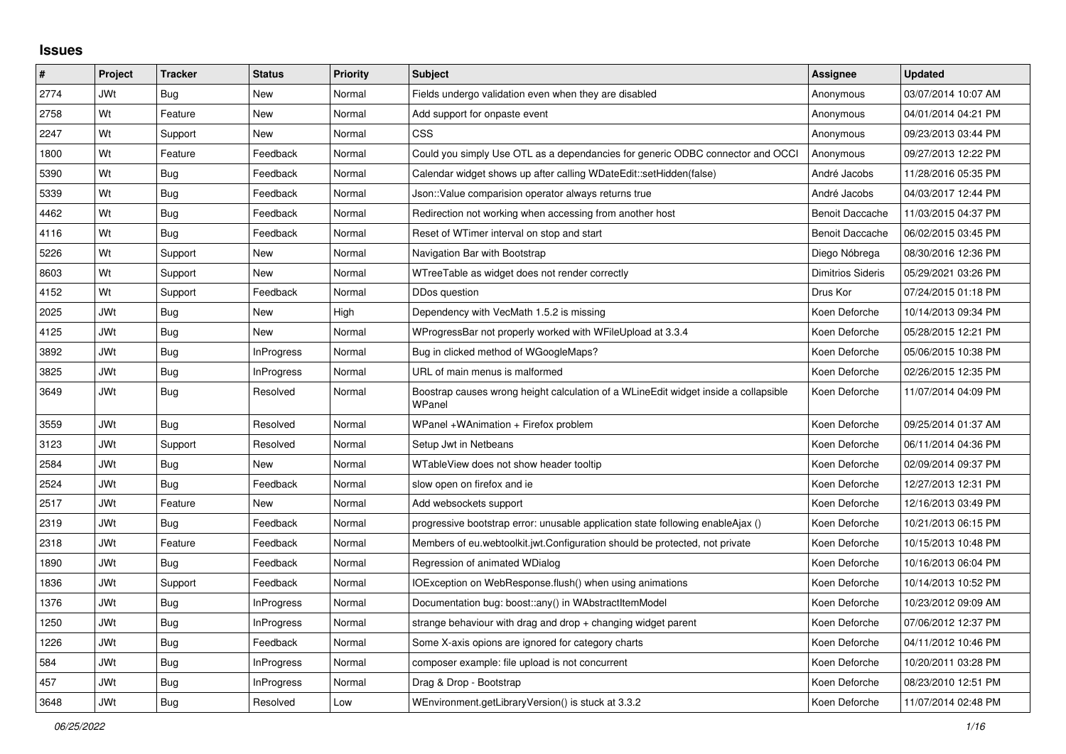# Issues

| # | Project | Tracker | Status | Priority | Subject | Assignee | Updated |
|---|---|---|---|---|---|---|---|
| 2774 | JWt | Bug | New | Normal | Fields undergo validation even when they are disabled | Anonymous | 03/07/2014 10:07 AM |
| 2758 | Wt | Feature | New | Normal | Add support for onpaste event | Anonymous | 04/01/2014 04:21 PM |
| 2247 | Wt | Support | New | Normal | CSS | Anonymous | 09/23/2013 03:44 PM |
| 1800 | Wt | Feature | Feedback | Normal | Could you simply Use OTL as a dependancies for generic ODBC connector and OCCI | Anonymous | 09/27/2013 12:22 PM |
| 5390 | Wt | Bug | Feedback | Normal | Calendar widget shows up after calling WDateEdit::setHidden(false) | André Jacobs | 11/28/2016 05:35 PM |
| 5339 | Wt | Bug | Feedback | Normal | Json::Value comparision operator always returns true | André Jacobs | 04/03/2017 12:44 PM |
| 4462 | Wt | Bug | Feedback | Normal | Redirection not working when accessing from another host | Benoit Daccache | 11/03/2015 04:37 PM |
| 4116 | Wt | Bug | Feedback | Normal | Reset of WTimer interval on stop and start | Benoit Daccache | 06/02/2015 03:45 PM |
| 5226 | Wt | Support | New | Normal | Navigation Bar with Bootstrap | Diego Nóbrega | 08/30/2016 12:36 PM |
| 8603 | Wt | Support | New | Normal | WTreeTable as widget does not render correctly | Dimitrios Sideris | 05/29/2021 03:26 PM |
| 4152 | Wt | Support | Feedback | Normal | DDos question | Drus Kor | 07/24/2015 01:18 PM |
| 2025 | JWt | Bug | New | High | Dependency with VecMath 1.5.2 is missing | Koen Deforche | 10/14/2013 09:34 PM |
| 4125 | JWt | Bug | New | Normal | WProgressBar not properly worked with WFileUpload at 3.3.4 | Koen Deforche | 05/28/2015 12:21 PM |
| 3892 | JWt | Bug | InProgress | Normal | Bug in clicked method of WGoogleMaps? | Koen Deforche | 05/06/2015 10:38 PM |
| 3825 | JWt | Bug | InProgress | Normal | URL of main menus is malformed | Koen Deforche | 02/26/2015 12:35 PM |
| 3649 | JWt | Bug | Resolved | Normal | Boostrap causes wrong height calculation of a WLineEdit widget inside a collapsible WPanel | Koen Deforche | 11/07/2014 04:09 PM |
| 3559 | JWt | Bug | Resolved | Normal | WPanel +WAnimation + Firefox problem | Koen Deforche | 09/25/2014 01:37 AM |
| 3123 | JWt | Support | Resolved | Normal | Setup Jwt in Netbeans | Koen Deforche | 06/11/2014 04:36 PM |
| 2584 | JWt | Bug | New | Normal | WTableView does not show header tooltip | Koen Deforche | 02/09/2014 09:37 PM |
| 2524 | JWt | Bug | Feedback | Normal | slow open on firefox and ie | Koen Deforche | 12/27/2013 12:31 PM |
| 2517 | JWt | Feature | New | Normal | Add websockets support | Koen Deforche | 12/16/2013 03:49 PM |
| 2319 | JWt | Bug | Feedback | Normal | progressive bootstrap error: unusable application state following enableAjax () | Koen Deforche | 10/21/2013 06:15 PM |
| 2318 | JWt | Feature | Feedback | Normal | Members of eu.webtoolkit.jwt.Configuration should be protected, not private | Koen Deforche | 10/15/2013 10:48 PM |
| 1890 | JWt | Bug | Feedback | Normal | Regression of animated WDialog | Koen Deforche | 10/16/2013 06:04 PM |
| 1836 | JWt | Support | Feedback | Normal | IOException on WebResponse.flush() when using animations | Koen Deforche | 10/14/2013 10:52 PM |
| 1376 | JWt | Bug | InProgress | Normal | Documentation bug: boost::any() in WAbstractItemModel | Koen Deforche | 10/23/2012 09:09 AM |
| 1250 | JWt | Bug | InProgress | Normal | strange behaviour with drag and drop + changing widget parent | Koen Deforche | 07/06/2012 12:37 PM |
| 1226 | JWt | Bug | Feedback | Normal | Some X-axis opions are ignored for category charts | Koen Deforche | 04/11/2012 10:46 PM |
| 584 | JWt | Bug | InProgress | Normal | composer example: file upload is not concurrent | Koen Deforche | 10/20/2011 03:28 PM |
| 457 | JWt | Bug | InProgress | Normal | Drag & Drop - Bootstrap | Koen Deforche | 08/23/2010 12:51 PM |
| 3648 | JWt | Bug | Resolved | Low | WEnvironment.getLibraryVersion() is stuck at 3.3.2 | Koen Deforche | 11/07/2014 02:48 PM |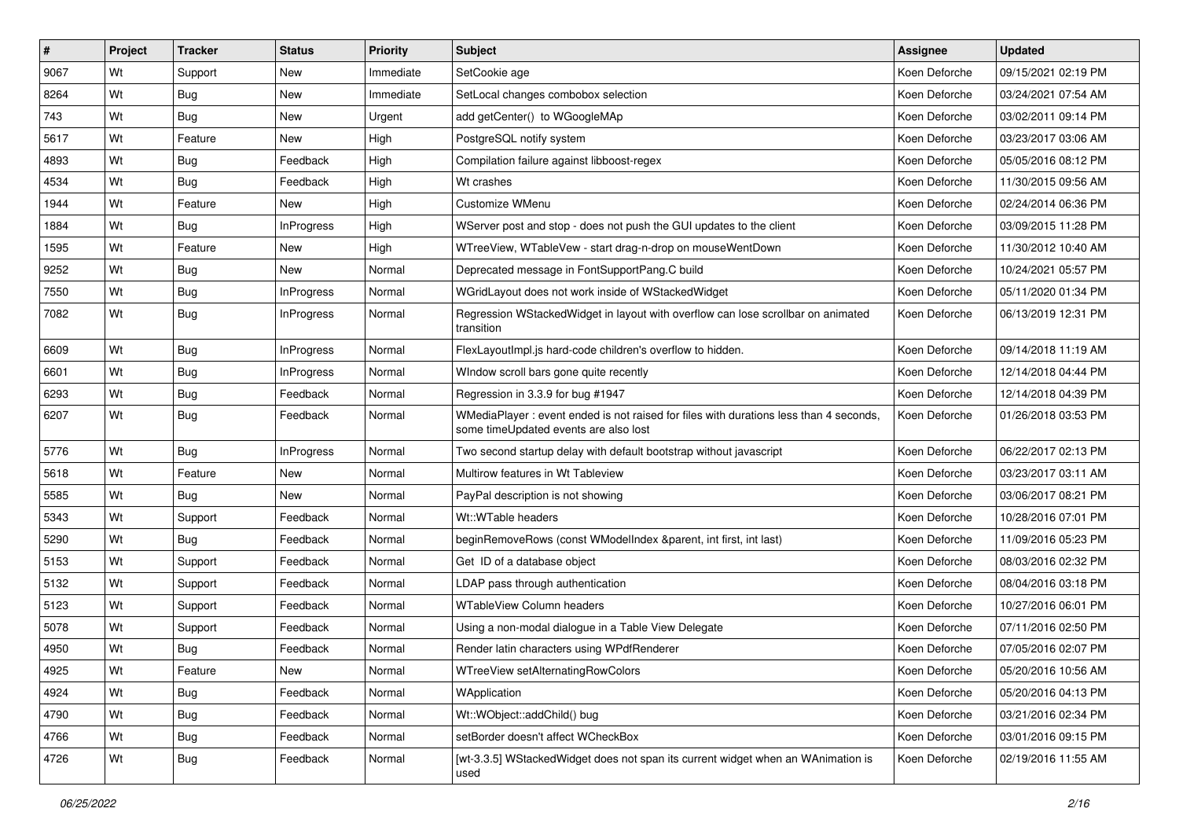| # | Project | Tracker | Status | Priority | Subject | Assignee | Updated |
|---|---|---|---|---|---|---|---|
| 9067 | Wt | Support | New | Immediate | SetCookie age | Koen Deforche | 09/15/2021 02:19 PM |
| 8264 | Wt | Bug | New | Immediate | SetLocal changes combobox selection | Koen Deforche | 03/24/2021 07:54 AM |
| 743 | Wt | Bug | New | Urgent | add getCenter() to WGoogleMAp | Koen Deforche | 03/02/2011 09:14 PM |
| 5617 | Wt | Feature | New | High | PostgreSQL notify system | Koen Deforche | 03/23/2017 03:06 AM |
| 4893 | Wt | Bug | Feedback | High | Compilation failure against libboost-regex | Koen Deforche | 05/05/2016 08:12 PM |
| 4534 | Wt | Bug | Feedback | High | Wt crashes | Koen Deforche | 11/30/2015 09:56 AM |
| 1944 | Wt | Feature | New | High | Customize WMenu | Koen Deforche | 02/24/2014 06:36 PM |
| 1884 | Wt | Bug | InProgress | High | WServer post and stop - does not push the GUI updates to the client | Koen Deforche | 03/09/2015 11:28 PM |
| 1595 | Wt | Feature | New | High | WTreeView, WTableVew - start drag-n-drop on mouseWentDown | Koen Deforche | 11/30/2012 10:40 AM |
| 9252 | Wt | Bug | New | Normal | Deprecated message in FontSupportPang.C build | Koen Deforche | 10/24/2021 05:57 PM |
| 7550 | Wt | Bug | InProgress | Normal | WGridLayout does not work inside of WStackedWidget | Koen Deforche | 05/11/2020 01:34 PM |
| 7082 | Wt | Bug | InProgress | Normal | Regression WStackedWidget in layout with overflow can lose scrollbar on animated transition | Koen Deforche | 06/13/2019 12:31 PM |
| 6609 | Wt | Bug | InProgress | Normal | FlexLayoutImpl.js hard-code children's overflow to hidden. | Koen Deforche | 09/14/2018 11:19 AM |
| 6601 | Wt | Bug | InProgress | Normal | WIndow scroll bars gone quite recently | Koen Deforche | 12/14/2018 04:44 PM |
| 6293 | Wt | Bug | Feedback | Normal | Regression in 3.3.9 for bug #1947 | Koen Deforche | 12/14/2018 04:39 PM |
| 6207 | Wt | Bug | Feedback | Normal | WMediaPlayer : event ended is not raised for files with durations less than 4 seconds, some timeUpdated events are also lost | Koen Deforche | 01/26/2018 03:53 PM |
| 5776 | Wt | Bug | InProgress | Normal | Two second startup delay with default bootstrap without javascript | Koen Deforche | 06/22/2017 02:13 PM |
| 5618 | Wt | Feature | New | Normal | Multirow features in Wt Tableview | Koen Deforche | 03/23/2017 03:11 AM |
| 5585 | Wt | Bug | New | Normal | PayPal description is not showing | Koen Deforche | 03/06/2017 08:21 PM |
| 5343 | Wt | Support | Feedback | Normal | Wt::WTable headers | Koen Deforche | 10/28/2016 07:01 PM |
| 5290 | Wt | Bug | Feedback | Normal | beginRemoveRows (const WModelIndex &parent, int first, int last) | Koen Deforche | 11/09/2016 05:23 PM |
| 5153 | Wt | Support | Feedback | Normal | Get ID of a database object | Koen Deforche | 08/03/2016 02:32 PM |
| 5132 | Wt | Support | Feedback | Normal | LDAP pass through authentication | Koen Deforche | 08/04/2016 03:18 PM |
| 5123 | Wt | Support | Feedback | Normal | WTableView Column headers | Koen Deforche | 10/27/2016 06:01 PM |
| 5078 | Wt | Support | Feedback | Normal | Using a non-modal dialogue in a Table View Delegate | Koen Deforche | 07/11/2016 02:50 PM |
| 4950 | Wt | Bug | Feedback | Normal | Render latin characters using WPdfRenderer | Koen Deforche | 07/05/2016 02:07 PM |
| 4925 | Wt | Feature | New | Normal | WTreeView setAlternatingRowColors | Koen Deforche | 05/20/2016 10:56 AM |
| 4924 | Wt | Bug | Feedback | Normal | WApplication | Koen Deforche | 05/20/2016 04:13 PM |
| 4790 | Wt | Bug | Feedback | Normal | Wt::WObject::addChild() bug | Koen Deforche | 03/21/2016 02:34 PM |
| 4766 | Wt | Bug | Feedback | Normal | setBorder doesn't affect WCheckBox | Koen Deforche | 03/01/2016 09:15 PM |
| 4726 | Wt | Bug | Feedback | Normal | [wt-3.3.5] WStackedWidget does not span its current widget when an WAnimation is used | Koen Deforche | 02/19/2016 11:55 AM |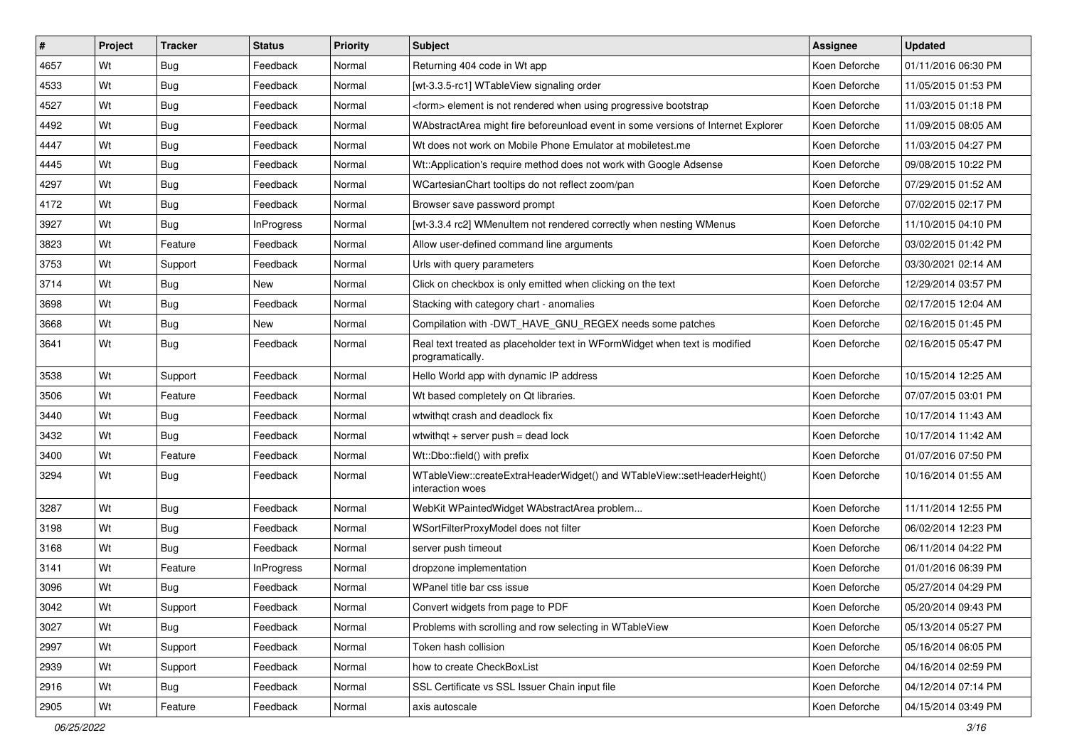| # | Project | Tracker | Status | Priority | Subject | Assignee | Updated |
|---|---|---|---|---|---|---|---|
| 4657 | Wt | Bug | Feedback | Normal | Returning 404 code in Wt app | Koen Deforche | 01/11/2016 06:30 PM |
| 4533 | Wt | Bug | Feedback | Normal | [wt-3.3.5-rc1] WTableView signaling order | Koen Deforche | 11/05/2015 01:53 PM |
| 4527 | Wt | Bug | Feedback | Normal | <form> element is not rendered when using progressive bootstrap | Koen Deforche | 11/03/2015 01:18 PM |
| 4492 | Wt | Bug | Feedback | Normal | WAbstractArea might fire beforeunload event in some versions of Internet Explorer | Koen Deforche | 11/09/2015 08:05 AM |
| 4447 | Wt | Bug | Feedback | Normal | Wt does not work on Mobile Phone Emulator at mobiletest.me | Koen Deforche | 11/03/2015 04:27 PM |
| 4445 | Wt | Bug | Feedback | Normal | Wt::Application's require method does not work with Google Adsense | Koen Deforche | 09/08/2015 10:22 PM |
| 4297 | Wt | Bug | Feedback | Normal | WCartesianChart tooltips do not reflect zoom/pan | Koen Deforche | 07/29/2015 01:52 AM |
| 4172 | Wt | Bug | Feedback | Normal | Browser save password prompt | Koen Deforche | 07/02/2015 02:17 PM |
| 3927 | Wt | Bug | InProgress | Normal | [wt-3.3.4 rc2] WMenuItem not rendered correctly when nesting WMenus | Koen Deforche | 11/10/2015 04:10 PM |
| 3823 | Wt | Feature | Feedback | Normal | Allow user-defined command line arguments | Koen Deforche | 03/02/2015 01:42 PM |
| 3753 | Wt | Support | Feedback | Normal | Urls with query parameters | Koen Deforche | 03/30/2021 02:14 AM |
| 3714 | Wt | Bug | New | Normal | Click on checkbox is only emitted when clicking on the text | Koen Deforche | 12/29/2014 03:57 PM |
| 3698 | Wt | Bug | Feedback | Normal | Stacking with category chart - anomalies | Koen Deforche | 02/17/2015 12:04 AM |
| 3668 | Wt | Bug | New | Normal | Compilation with -DWT_HAVE_GNU_REGEX needs some patches | Koen Deforche | 02/16/2015 01:45 PM |
| 3641 | Wt | Bug | Feedback | Normal | Real text treated as placeholder text in WFormWidget when text is modified programatically. | Koen Deforche | 02/16/2015 05:47 PM |
| 3538 | Wt | Support | Feedback | Normal | Hello World app with dynamic IP address | Koen Deforche | 10/15/2014 12:25 AM |
| 3506 | Wt | Feature | Feedback | Normal | Wt based completely on Qt libraries. | Koen Deforche | 07/07/2015 03:01 PM |
| 3440 | Wt | Bug | Feedback | Normal | wtwithqt crash and deadlock fix | Koen Deforche | 10/17/2014 11:43 AM |
| 3432 | Wt | Bug | Feedback | Normal | wtwithqt + server push = dead lock | Koen Deforche | 10/17/2014 11:42 AM |
| 3400 | Wt | Feature | Feedback | Normal | Wt::Dbo::field() with prefix | Koen Deforche | 01/07/2016 07:50 PM |
| 3294 | Wt | Bug | Feedback | Normal | WTableView::createExtraHeaderWidget() and WTableView::setHeaderHeight() interaction woes | Koen Deforche | 10/16/2014 01:55 AM |
| 3287 | Wt | Bug | Feedback | Normal | WebKit WPaintedWidget WAbstractArea problem... | Koen Deforche | 11/11/2014 12:55 PM |
| 3198 | Wt | Bug | Feedback | Normal | WSortFilterProxyModel does not filter | Koen Deforche | 06/02/2014 12:23 PM |
| 3168 | Wt | Bug | Feedback | Normal | server push timeout | Koen Deforche | 06/11/2014 04:22 PM |
| 3141 | Wt | Feature | InProgress | Normal | dropzone implementation | Koen Deforche | 01/01/2016 06:39 PM |
| 3096 | Wt | Bug | Feedback | Normal | WPanel title bar css issue | Koen Deforche | 05/27/2014 04:29 PM |
| 3042 | Wt | Support | Feedback | Normal | Convert widgets from page to PDF | Koen Deforche | 05/20/2014 09:43 PM |
| 3027 | Wt | Bug | Feedback | Normal | Problems with scrolling and row selecting in WTableView | Koen Deforche | 05/13/2014 05:27 PM |
| 2997 | Wt | Support | Feedback | Normal | Token hash collision | Koen Deforche | 05/16/2014 06:05 PM |
| 2939 | Wt | Support | Feedback | Normal | how to create CheckBoxList | Koen Deforche | 04/16/2014 02:59 PM |
| 2916 | Wt | Bug | Feedback | Normal | SSL Certificate vs SSL Issuer Chain input file | Koen Deforche | 04/12/2014 07:14 PM |
| 2905 | Wt | Feature | Feedback | Normal | axis autoscale | Koen Deforche | 04/15/2014 03:49 PM |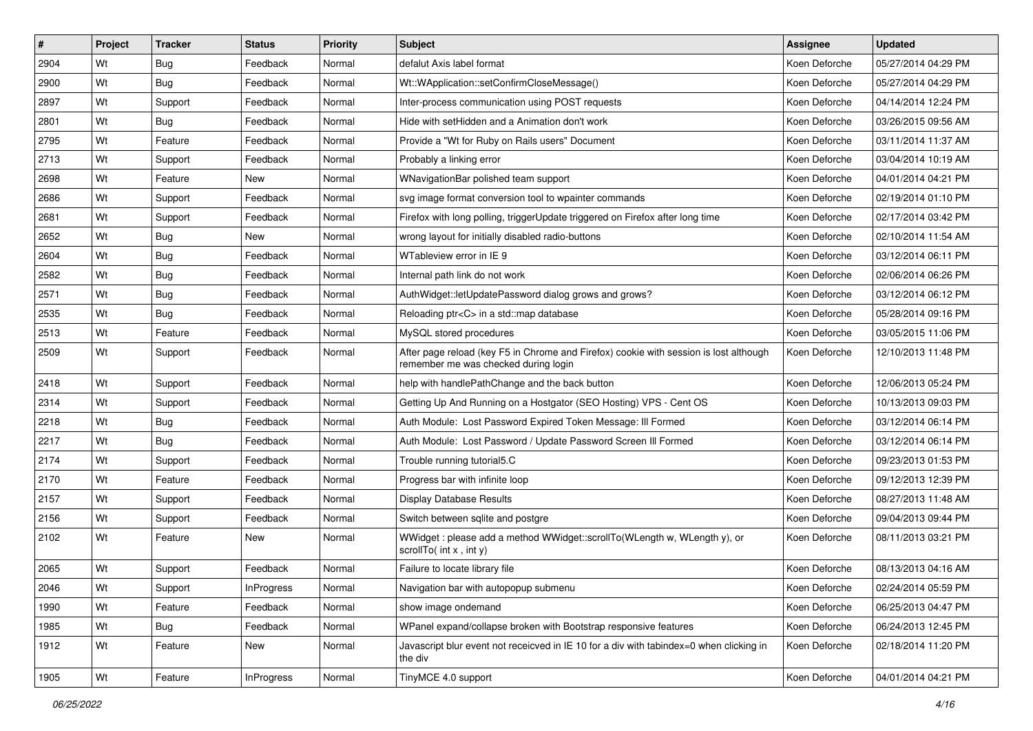| # | Project | Tracker | Status | Priority | Subject | Assignee | Updated |
|---|---|---|---|---|---|---|---|
| 2904 | Wt | Bug | Feedback | Normal | defalut Axis label format | Koen Deforche | 05/27/2014 04:29 PM |
| 2900 | Wt | Bug | Feedback | Normal | Wt::WApplication::setConfirmCloseMessage() | Koen Deforche | 05/27/2014 04:29 PM |
| 2897 | Wt | Support | Feedback | Normal | Inter-process communication using POST requests | Koen Deforche | 04/14/2014 12:24 PM |
| 2801 | Wt | Bug | Feedback | Normal | Hide with setHidden and a Animation don't work | Koen Deforche | 03/26/2015 09:56 AM |
| 2795 | Wt | Feature | Feedback | Normal | Provide a "Wt for Ruby on Rails users" Document | Koen Deforche | 03/11/2014 11:37 AM |
| 2713 | Wt | Support | Feedback | Normal | Probably a linking error | Koen Deforche | 03/04/2014 10:19 AM |
| 2698 | Wt | Feature | New | Normal | WNavigationBar polished team support | Koen Deforche | 04/01/2014 04:21 PM |
| 2686 | Wt | Support | Feedback | Normal | svg image format conversion tool to wpainter commands | Koen Deforche | 02/19/2014 01:10 PM |
| 2681 | Wt | Support | Feedback | Normal | Firefox with long polling, triggerUpdate triggered on Firefox after long time | Koen Deforche | 02/17/2014 03:42 PM |
| 2652 | Wt | Bug | New | Normal | wrong layout for initially disabled radio-buttons | Koen Deforche | 02/10/2014 11:54 AM |
| 2604 | Wt | Bug | Feedback | Normal | WTableview error in IE 9 | Koen Deforche | 03/12/2014 06:11 PM |
| 2582 | Wt | Bug | Feedback | Normal | Internal path link do not work | Koen Deforche | 02/06/2014 06:26 PM |
| 2571 | Wt | Bug | Feedback | Normal | AuthWidget::letUpdatePassword dialog grows and grows? | Koen Deforche | 03/12/2014 06:12 PM |
| 2535 | Wt | Bug | Feedback | Normal | Reloading ptr<C> in a std::map database | Koen Deforche | 05/28/2014 09:16 PM |
| 2513 | Wt | Feature | Feedback | Normal | MySQL stored procedures | Koen Deforche | 03/05/2015 11:06 PM |
| 2509 | Wt | Support | Feedback | Normal | After page reload (key F5 in Chrome and Firefox) cookie with session is lost although remember me was checked during login | Koen Deforche | 12/10/2013 11:48 PM |
| 2418 | Wt | Support | Feedback | Normal | help with handlePathChange and the back button | Koen Deforche | 12/06/2013 05:24 PM |
| 2314 | Wt | Support | Feedback | Normal | Getting Up And Running on a Hostgator (SEO Hosting) VPS - Cent OS | Koen Deforche | 10/13/2013 09:03 PM |
| 2218 | Wt | Bug | Feedback | Normal | Auth Module:  Lost Password Expired Token Message: Ill Formed | Koen Deforche | 03/12/2014 06:14 PM |
| 2217 | Wt | Bug | Feedback | Normal | Auth Module:  Lost Password / Update Password Screen Ill Formed | Koen Deforche | 03/12/2014 06:14 PM |
| 2174 | Wt | Support | Feedback | Normal | Trouble running tutorial5.C | Koen Deforche | 09/23/2013 01:53 PM |
| 2170 | Wt | Feature | Feedback | Normal | Progress bar with infinite loop | Koen Deforche | 09/12/2013 12:39 PM |
| 2157 | Wt | Support | Feedback | Normal | Display Database Results | Koen Deforche | 08/27/2013 11:48 AM |
| 2156 | Wt | Support | Feedback | Normal | Switch between sqlite and postgre | Koen Deforche | 09/04/2013 09:44 PM |
| 2102 | Wt | Feature | New | Normal | WWidget : please add a method WWidget::scrollTo(WLength w, WLength y), or scrollTo( int x , int y) | Koen Deforche | 08/11/2013 03:21 PM |
| 2065 | Wt | Support | Feedback | Normal | Failure to locate library file | Koen Deforche | 08/13/2013 04:16 AM |
| 2046 | Wt | Support | InProgress | Normal | Navigation bar with autopopup submenu | Koen Deforche | 02/24/2014 05:59 PM |
| 1990 | Wt | Feature | Feedback | Normal | show image ondemand | Koen Deforche | 06/25/2013 04:47 PM |
| 1985 | Wt | Bug | Feedback | Normal | WPanel expand/collapse broken with Bootstrap responsive features | Koen Deforche | 06/24/2013 12:45 PM |
| 1912 | Wt | Feature | New | Normal | Javascript blur event not receicved in IE 10 for a div with tabindex=0 when clicking in the div | Koen Deforche | 02/18/2014 11:20 PM |
| 1905 | Wt | Feature | InProgress | Normal | TinyMCE 4.0 support | Koen Deforche | 04/01/2014 04:21 PM |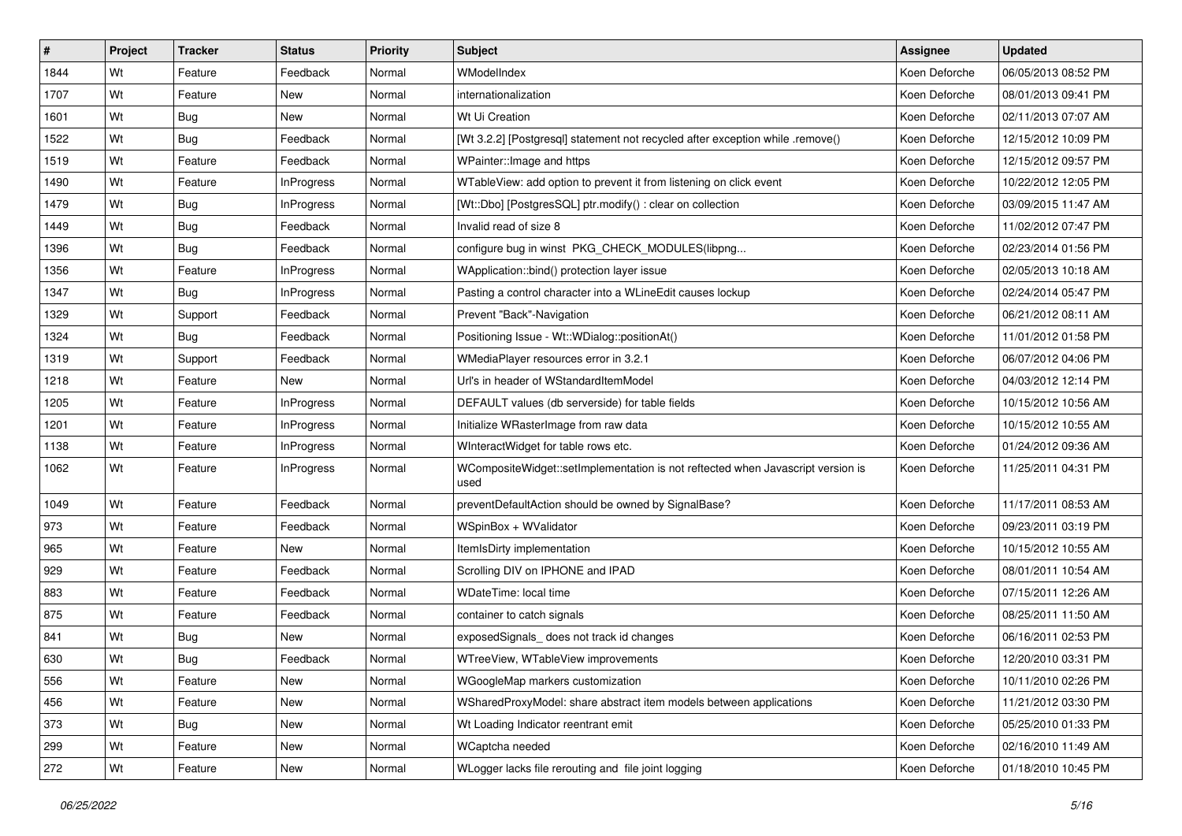| # | Project | Tracker | Status | Priority | Subject | Assignee | Updated |
|---|---|---|---|---|---|---|---|
| 1844 | Wt | Feature | Feedback | Normal | WModelIndex | Koen Deforche | 06/05/2013 08:52 PM |
| 1707 | Wt | Feature | New | Normal | internationalization | Koen Deforche | 08/01/2013 09:41 PM |
| 1601 | Wt | Bug | New | Normal | Wt Ui Creation | Koen Deforche | 02/11/2013 07:07 AM |
| 1522 | Wt | Bug | Feedback | Normal | [Wt 3.2.2] [Postgresql] statement not recycled after exception while .remove() | Koen Deforche | 12/15/2012 10:09 PM |
| 1519 | Wt | Feature | Feedback | Normal | WPainter::Image and https | Koen Deforche | 12/15/2012 09:57 PM |
| 1490 | Wt | Feature | InProgress | Normal | WTableView: add option to prevent it from listening on click event | Koen Deforche | 10/22/2012 12:05 PM |
| 1479 | Wt | Bug | InProgress | Normal | [Wt::Dbo] [PostgresSQL] ptr.modify() : clear on collection | Koen Deforche | 03/09/2015 11:47 AM |
| 1449 | Wt | Bug | Feedback | Normal | Invalid read of size 8 | Koen Deforche | 11/02/2012 07:47 PM |
| 1396 | Wt | Bug | Feedback | Normal | configure bug in winst PKG_CHECK_MODULES(libpng... | Koen Deforche | 02/23/2014 01:56 PM |
| 1356 | Wt | Feature | InProgress | Normal | WApplication::bind() protection layer issue | Koen Deforche | 02/05/2013 10:18 AM |
| 1347 | Wt | Bug | InProgress | Normal | Pasting a control character into a WLineEdit causes lockup | Koen Deforche | 02/24/2014 05:47 PM |
| 1329 | Wt | Support | Feedback | Normal | Prevent "Back"-Navigation | Koen Deforche | 06/21/2012 08:11 AM |
| 1324 | Wt | Bug | Feedback | Normal | Positioning Issue - Wt::WDialog::positionAt() | Koen Deforche | 11/01/2012 01:58 PM |
| 1319 | Wt | Support | Feedback | Normal | WMediaPlayer resources error in 3.2.1 | Koen Deforche | 06/07/2012 04:06 PM |
| 1218 | Wt | Feature | New | Normal | Url's in header of WStandardItemModel | Koen Deforche | 04/03/2012 12:14 PM |
| 1205 | Wt | Feature | InProgress | Normal | DEFAULT values (db serverside) for table fields | Koen Deforche | 10/15/2012 10:56 AM |
| 1201 | Wt | Feature | InProgress | Normal | Initialize WRasterImage from raw data | Koen Deforche | 10/15/2012 10:55 AM |
| 1138 | Wt | Feature | InProgress | Normal | WInteractWidget for table rows etc. | Koen Deforche | 01/24/2012 09:36 AM |
| 1062 | Wt | Feature | InProgress | Normal | WCompositeWidget::setImplementation is not reftected when Javascript version is used | Koen Deforche | 11/25/2011 04:31 PM |
| 1049 | Wt | Feature | Feedback | Normal | preventDefaultAction should be owned by SignalBase? | Koen Deforche | 11/17/2011 08:53 AM |
| 973 | Wt | Feature | Feedback | Normal | WSpinBox + WValidator | Koen Deforche | 09/23/2011 03:19 PM |
| 965 | Wt | Feature | New | Normal | ItemIsDirty implementation | Koen Deforche | 10/15/2012 10:55 AM |
| 929 | Wt | Feature | Feedback | Normal | Scrolling DIV on IPHONE and IPAD | Koen Deforche | 08/01/2011 10:54 AM |
| 883 | Wt | Feature | Feedback | Normal | WDateTime: local time | Koen Deforche | 07/15/2011 12:26 AM |
| 875 | Wt | Feature | Feedback | Normal | container to catch signals | Koen Deforche | 08/25/2011 11:50 AM |
| 841 | Wt | Bug | New | Normal | exposedSignals_ does not track id changes | Koen Deforche | 06/16/2011 02:53 PM |
| 630 | Wt | Bug | Feedback | Normal | WTreeView, WTableView improvements | Koen Deforche | 12/20/2010 03:31 PM |
| 556 | Wt | Feature | New | Normal | WGoogleMap markers customization | Koen Deforche | 10/11/2010 02:26 PM |
| 456 | Wt | Feature | New | Normal | WSharedProxyModel: share abstract item models between applications | Koen Deforche | 11/21/2012 03:30 PM |
| 373 | Wt | Bug | New | Normal | Wt Loading Indicator reentrant emit | Koen Deforche | 05/25/2010 01:33 PM |
| 299 | Wt | Feature | New | Normal | WCaptcha needed | Koen Deforche | 02/16/2010 11:49 AM |
| 272 | Wt | Feature | New | Normal | WLogger lacks file rerouting and file joint logging | Koen Deforche | 01/18/2010 10:45 PM |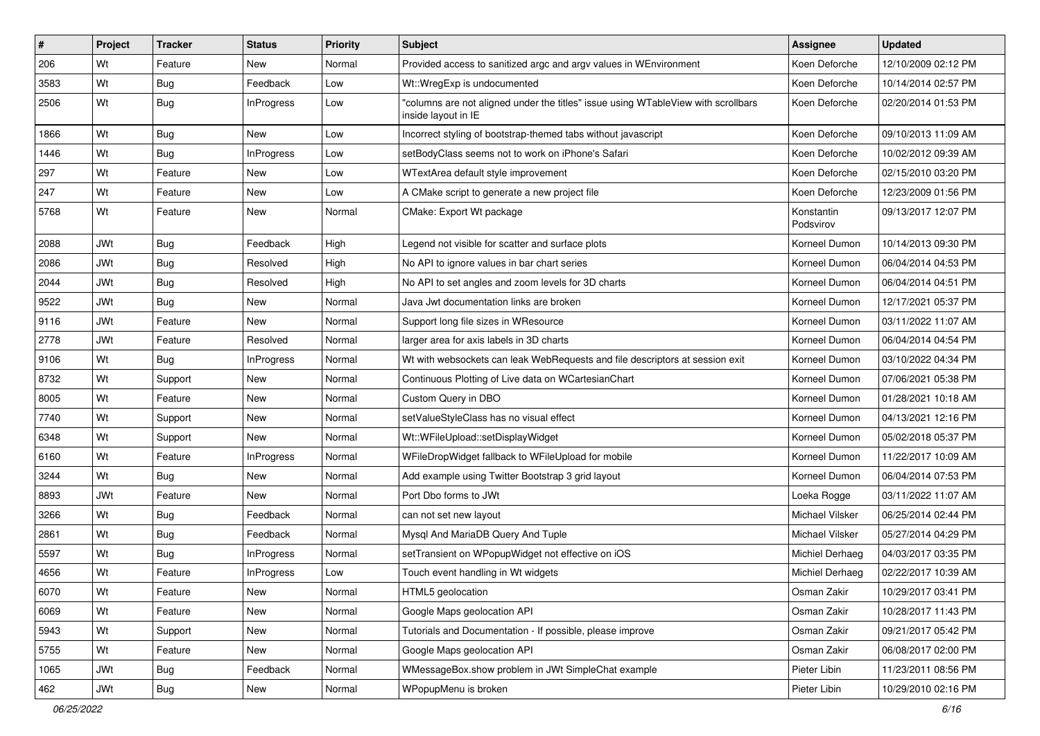| # | Project | Tracker | Status | Priority | Subject | Assignee | Updated |
|---|---|---|---|---|---|---|---|
| 206 | Wt | Feature | New | Normal | Provided access to sanitized argc and argv values in WEnvironment | Koen Deforche | 12/10/2009 02:12 PM |
| 3583 | Wt | Bug | Feedback | Low | Wt::WregExp is undocumented | Koen Deforche | 10/14/2014 02:57 PM |
| 2506 | Wt | Bug | InProgress | Low | "columns are not aligned under the titles" issue using WTableView with scrollbars inside layout in IE | Koen Deforche | 02/20/2014 01:53 PM |
| 1866 | Wt | Bug | New | Low | Incorrect styling of bootstrap-themed tabs without javascript | Koen Deforche | 09/10/2013 11:09 AM |
| 1446 | Wt | Bug | InProgress | Low | setBodyClass seems not to work on iPhone's Safari | Koen Deforche | 10/02/2012 09:39 AM |
| 297 | Wt | Feature | New | Low | WTextArea default style improvement | Koen Deforche | 02/15/2010 03:20 PM |
| 247 | Wt | Feature | New | Low | A CMake script to generate a new project file | Koen Deforche | 12/23/2009 01:56 PM |
| 5768 | Wt | Feature | New | Normal | CMake: Export Wt package | Konstantin Podsvirov | 09/13/2017 12:07 PM |
| 2088 | JWt | Bug | Feedback | High | Legend not visible for scatter and surface plots | Korneel Dumon | 10/14/2013 09:30 PM |
| 2086 | JWt | Bug | Resolved | High | No API to ignore values in bar chart series | Korneel Dumon | 06/04/2014 04:53 PM |
| 2044 | JWt | Bug | Resolved | High | No API to set angles and zoom levels for 3D charts | Korneel Dumon | 06/04/2014 04:51 PM |
| 9522 | JWt | Bug | New | Normal | Java Jwt documentation links are broken | Korneel Dumon | 12/17/2021 05:37 PM |
| 9116 | JWt | Feature | New | Normal | Support long file sizes in WResource | Korneel Dumon | 03/11/2022 11:07 AM |
| 2778 | JWt | Feature | Resolved | Normal | larger area for axis labels in 3D charts | Korneel Dumon | 06/04/2014 04:54 PM |
| 9106 | Wt | Bug | InProgress | Normal | Wt with websockets can leak WebRequests and file descriptors at session exit | Korneel Dumon | 03/10/2022 04:34 PM |
| 8732 | Wt | Support | New | Normal | Continuous Plotting of Live data on WCartesianChart | Korneel Dumon | 07/06/2021 05:38 PM |
| 8005 | Wt | Feature | New | Normal | Custom Query in DBO | Korneel Dumon | 01/28/2021 10:18 AM |
| 7740 | Wt | Support | New | Normal | setValueStyleClass has no visual effect | Korneel Dumon | 04/13/2021 12:16 PM |
| 6348 | Wt | Support | New | Normal | Wt::WFileUpload::setDisplayWidget | Korneel Dumon | 05/02/2018 05:37 PM |
| 6160 | Wt | Feature | InProgress | Normal | WFileDropWidget fallback to WFileUpload for mobile | Korneel Dumon | 11/22/2017 10:09 AM |
| 3244 | Wt | Bug | New | Normal | Add example using Twitter Bootstrap 3 grid layout | Korneel Dumon | 06/04/2014 07:53 PM |
| 8893 | JWt | Feature | New | Normal | Port Dbo forms to JWt | Loeka Rogge | 03/11/2022 11:07 AM |
| 3266 | Wt | Bug | Feedback | Normal | can not set new layout | Michael Vilsker | 06/25/2014 02:44 PM |
| 2861 | Wt | Bug | Feedback | Normal | Mysql And MariaDB Query And Tuple | Michael Vilsker | 05/27/2014 04:29 PM |
| 5597 | Wt | Bug | InProgress | Normal | setTransient on WPopupWidget not effective on iOS | Michiel Derhaeg | 04/03/2017 03:35 PM |
| 4656 | Wt | Feature | InProgress | Low | Touch event handling in Wt widgets | Michiel Derhaeg | 02/22/2017 10:39 AM |
| 6070 | Wt | Feature | New | Normal | HTML5 geolocation | Osman Zakir | 10/29/2017 03:41 PM |
| 6069 | Wt | Feature | New | Normal | Google Maps geolocation API | Osman Zakir | 10/28/2017 11:43 PM |
| 5943 | Wt | Support | New | Normal | Tutorials and Documentation - If possible, please improve | Osman Zakir | 09/21/2017 05:42 PM |
| 5755 | Wt | Feature | New | Normal | Google Maps geolocation API | Osman Zakir | 06/08/2017 02:00 PM |
| 1065 | JWt | Bug | Feedback | Normal | WMessageBox.show problem in JWt SimpleChat example | Pieter Libin | 11/23/2011 08:56 PM |
| 462 | JWt | Bug | New | Normal | WPopupMenu is broken | Pieter Libin | 10/29/2010 02:16 PM |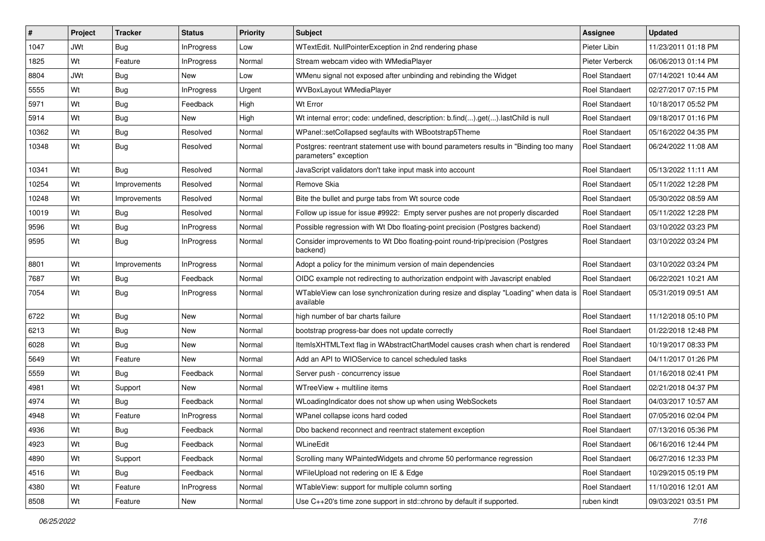| # | Project | Tracker | Status | Priority | Subject | Assignee | Updated |
|---|---|---|---|---|---|---|---|
| 1047 | JWt | Bug | InProgress | Low | WTextEdit. NullPointerException in 2nd rendering phase | Pieter Libin | 11/23/2011 01:18 PM |
| 1825 | Wt | Feature | InProgress | Normal | Stream webcam video with WMediaPlayer | Pieter Verberck | 06/06/2013 01:14 PM |
| 8804 | JWt | Bug | New | Low | WMenu signal not exposed after unbinding and rebinding the Widget | Roel Standaert | 07/14/2021 10:44 AM |
| 5555 | Wt | Bug | InProgress | Urgent | WVBoxLayout WMediaPlayer | Roel Standaert | 02/27/2017 07:15 PM |
| 5971 | Wt | Bug | Feedback | High | Wt Error | Roel Standaert | 10/18/2017 05:52 PM |
| 5914 | Wt | Bug | New | High | Wt internal error; code: undefined, description: b.find(...).get(...).lastChild is null | Roel Standaert | 09/18/2017 01:16 PM |
| 10362 | Wt | Bug | Resolved | Normal | WPanel::setCollapsed segfaults with WBootstrap5Theme | Roel Standaert | 05/16/2022 04:35 PM |
| 10348 | Wt | Bug | Resolved | Normal | Postgres: reentrant statement use with bound parameters results in "Binding too many parameters" exception | Roel Standaert | 06/24/2022 11:08 AM |
| 10341 | Wt | Bug | Resolved | Normal | JavaScript validators don't take input mask into account | Roel Standaert | 05/13/2022 11:11 AM |
| 10254 | Wt | Improvements | Resolved | Normal | Remove Skia | Roel Standaert | 05/11/2022 12:28 PM |
| 10248 | Wt | Improvements | Resolved | Normal | Bite the bullet and purge tabs from Wt source code | Roel Standaert | 05/30/2022 08:59 AM |
| 10019 | Wt | Bug | Resolved | Normal | Follow up issue for issue #9922: Empty server pushes are not properly discarded | Roel Standaert | 05/11/2022 12:28 PM |
| 9596 | Wt | Bug | InProgress | Normal | Possible regression with Wt Dbo floating-point precision (Postgres backend) | Roel Standaert | 03/10/2022 03:23 PM |
| 9595 | Wt | Bug | InProgress | Normal | Consider improvements to Wt Dbo floating-point round-trip/precision (Postgres backend) | Roel Standaert | 03/10/2022 03:24 PM |
| 8801 | Wt | Improvements | InProgress | Normal | Adopt a policy for the minimum version of main dependencies | Roel Standaert | 03/10/2022 03:24 PM |
| 7687 | Wt | Bug | Feedback | Normal | OIDC example not redirecting to authorization endpoint with Javascript enabled | Roel Standaert | 06/22/2021 10:21 AM |
| 7054 | Wt | Bug | InProgress | Normal | WTableView can lose synchronization during resize and display "Loading" when data is available | Roel Standaert | 05/31/2019 09:51 AM |
| 6722 | Wt | Bug | New | Normal | high number of bar charts failure | Roel Standaert | 11/12/2018 05:10 PM |
| 6213 | Wt | Bug | New | Normal | bootstrap progress-bar does not update correctly | Roel Standaert | 01/22/2018 12:48 PM |
| 6028 | Wt | Bug | New | Normal | ItemIsXHTMLText flag in WAbstractChartModel causes crash when chart is rendered | Roel Standaert | 10/19/2017 08:33 PM |
| 5649 | Wt | Feature | New | Normal | Add an API to WIOService to cancel scheduled tasks | Roel Standaert | 04/11/2017 01:26 PM |
| 5559 | Wt | Bug | Feedback | Normal | Server push - concurrency issue | Roel Standaert | 01/16/2018 02:41 PM |
| 4981 | Wt | Support | New | Normal | WTreeView + multiline items | Roel Standaert | 02/21/2018 04:37 PM |
| 4974 | Wt | Bug | Feedback | Normal | WLoadingIndicator does not show up when using WebSockets | Roel Standaert | 04/03/2017 10:57 AM |
| 4948 | Wt | Feature | InProgress | Normal | WPanel collapse icons hard coded | Roel Standaert | 07/05/2016 02:04 PM |
| 4936 | Wt | Bug | Feedback | Normal | Dbo backend reconnect and reentract statement exception | Roel Standaert | 07/13/2016 05:36 PM |
| 4923 | Wt | Bug | Feedback | Normal | WLineEdit | Roel Standaert | 06/16/2016 12:44 PM |
| 4890 | Wt | Support | Feedback | Normal | Scrolling many WPaintedWidgets and chrome 50 performance regression | Roel Standaert | 06/27/2016 12:33 PM |
| 4516 | Wt | Bug | Feedback | Normal | WFileUpload not redering on IE & Edge | Roel Standaert | 10/29/2015 05:19 PM |
| 4380 | Wt | Feature | InProgress | Normal | WTableView: support for multiple column sorting | Roel Standaert | 11/10/2016 12:01 AM |
| 8508 | Wt | Feature | New | Normal | Use C++20's time zone support in std::chrono by default if supported. | ruben kindt | 09/03/2021 03:51 PM |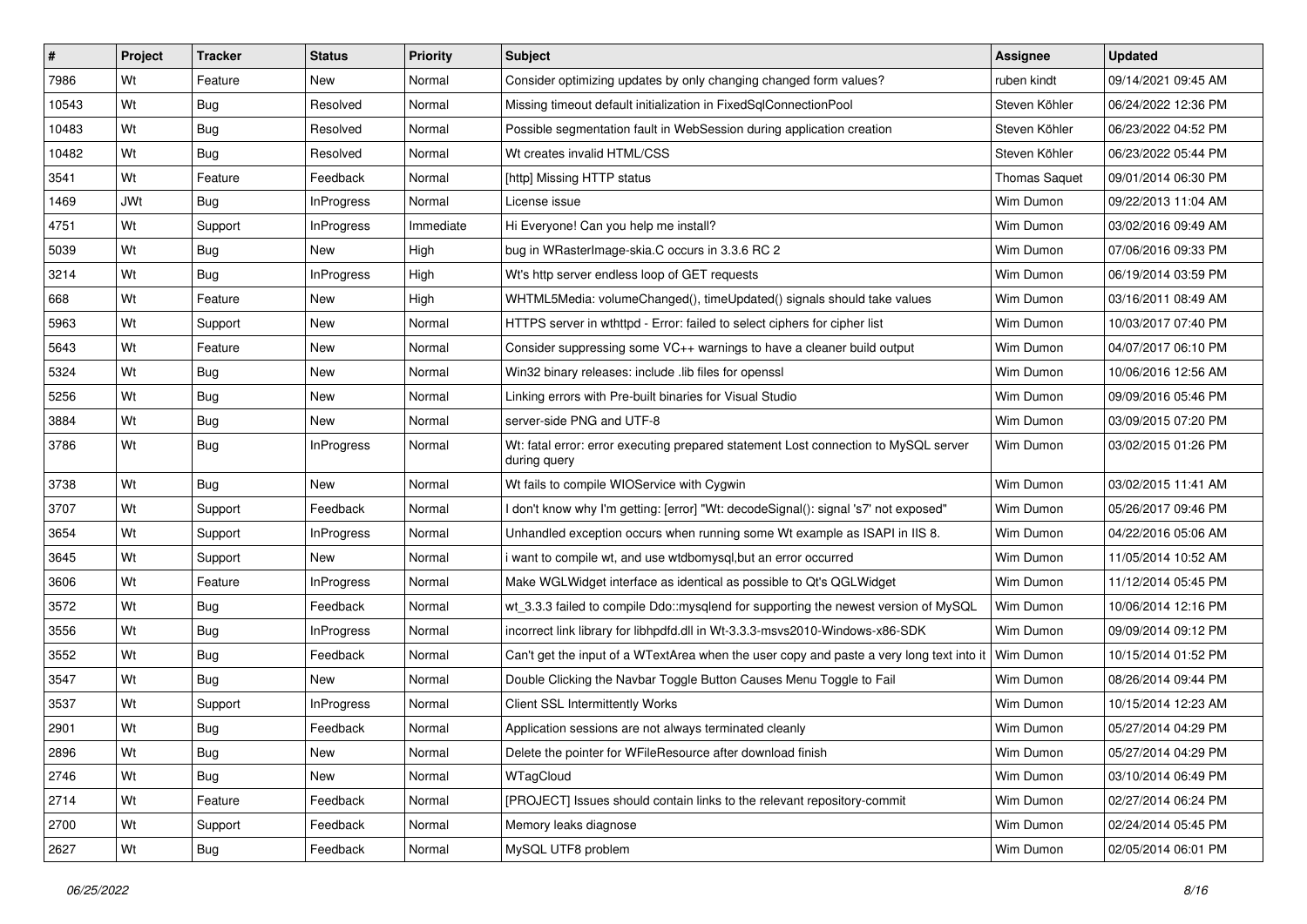| # | Project | Tracker | Status | Priority | Subject | Assignee | Updated |
|---|---|---|---|---|---|---|---|
| 7986 | Wt | Feature | New | Normal | Consider optimizing updates by only changing changed form values? | ruben kindt | 09/14/2021 09:45 AM |
| 10543 | Wt | Bug | Resolved | Normal | Missing timeout default initialization in FixedSqlConnectionPool | Steven Köhler | 06/24/2022 12:36 PM |
| 10483 | Wt | Bug | Resolved | Normal | Possible segmentation fault in WebSession during application creation | Steven Köhler | 06/23/2022 04:52 PM |
| 10482 | Wt | Bug | Resolved | Normal | Wt creates invalid HTML/CSS | Steven Köhler | 06/23/2022 05:44 PM |
| 3541 | Wt | Feature | Feedback | Normal | [http] Missing HTTP status | Thomas Saquet | 09/01/2014 06:30 PM |
| 1469 | JWt | Bug | InProgress | Normal | License issue | Wim Dumon | 09/22/2013 11:04 AM |
| 4751 | Wt | Support | InProgress | Immediate | Hi Everyone! Can you help me install? | Wim Dumon | 03/02/2016 09:49 AM |
| 5039 | Wt | Bug | New | High | bug in WRasterImage-skia.C occurs in 3.3.6 RC 2 | Wim Dumon | 07/06/2016 09:33 PM |
| 3214 | Wt | Bug | InProgress | High | Wt's http server endless loop of GET requests | Wim Dumon | 06/19/2014 03:59 PM |
| 668 | Wt | Feature | New | High | WHTML5Media: volumeChanged(), timeUpdated() signals should take values | Wim Dumon | 03/16/2011 08:49 AM |
| 5963 | Wt | Support | New | Normal | HTTPS server in wthttpd - Error: failed to select ciphers for cipher list | Wim Dumon | 10/03/2017 07:40 PM |
| 5643 | Wt | Feature | New | Normal | Consider suppressing some VC++ warnings to have a cleaner build output | Wim Dumon | 04/07/2017 06:10 PM |
| 5324 | Wt | Bug | New | Normal | Win32 binary releases: include .lib files for openssl | Wim Dumon | 10/06/2016 12:56 AM |
| 5256 | Wt | Bug | New | Normal | Linking errors with Pre-built binaries for Visual Studio | Wim Dumon | 09/09/2016 05:46 PM |
| 3884 | Wt | Bug | New | Normal | server-side PNG and UTF-8 | Wim Dumon | 03/09/2015 07:20 PM |
| 3786 | Wt | Bug | InProgress | Normal | Wt: fatal error: error executing prepared statement Lost connection to MySQL server during query | Wim Dumon | 03/02/2015 01:26 PM |
| 3738 | Wt | Bug | New | Normal | Wt fails to compile WIOService with Cygwin | Wim Dumon | 03/02/2015 11:41 AM |
| 3707 | Wt | Support | Feedback | Normal | I don't know why I'm getting: [error] "Wt: decodeSignal(): signal 's7' not exposed" | Wim Dumon | 05/26/2017 09:46 PM |
| 3654 | Wt | Support | InProgress | Normal | Unhandled exception occurs when running some Wt example as ISAPI in IIS 8. | Wim Dumon | 04/22/2016 05:06 AM |
| 3645 | Wt | Support | New | Normal | i want to compile wt, and use wtdbomysql,but an error occurred | Wim Dumon | 11/05/2014 10:52 AM |
| 3606 | Wt | Feature | InProgress | Normal | Make WGLWidget interface as identical as possible to Qt's QGLWidget | Wim Dumon | 11/12/2014 05:45 PM |
| 3572 | Wt | Bug | Feedback | Normal | wt_3.3.3 failed to compile Ddo::mysqlend for supporting the newest version of MySQL | Wim Dumon | 10/06/2014 12:16 PM |
| 3556 | Wt | Bug | InProgress | Normal | incorrect link library for libhpdfd.dll in Wt-3.3.3-msvs2010-Windows-x86-SDK | Wim Dumon | 09/09/2014 09:12 PM |
| 3552 | Wt | Bug | Feedback | Normal | Can't get the input of a WTextArea when the user copy and paste a very long text into it | Wim Dumon | 10/15/2014 01:52 PM |
| 3547 | Wt | Bug | New | Normal | Double Clicking the Navbar Toggle Button Causes Menu Toggle to Fail | Wim Dumon | 08/26/2014 09:44 PM |
| 3537 | Wt | Support | InProgress | Normal | Client SSL Intermittently Works | Wim Dumon | 10/15/2014 12:23 AM |
| 2901 | Wt | Bug | Feedback | Normal | Application sessions are not always terminated cleanly | Wim Dumon | 05/27/2014 04:29 PM |
| 2896 | Wt | Bug | New | Normal | Delete the pointer for WFileResource after download finish | Wim Dumon | 05/27/2014 04:29 PM |
| 2746 | Wt | Bug | New | Normal | WTagCloud | Wim Dumon | 03/10/2014 06:49 PM |
| 2714 | Wt | Feature | Feedback | Normal | [PROJECT] Issues should contain links to the relevant repository-commit | Wim Dumon | 02/27/2014 06:24 PM |
| 2700 | Wt | Support | Feedback | Normal | Memory leaks diagnose | Wim Dumon | 02/24/2014 05:45 PM |
| 2627 | Wt | Bug | Feedback | Normal | MySQL UTF8 problem | Wim Dumon | 02/05/2014 06:01 PM |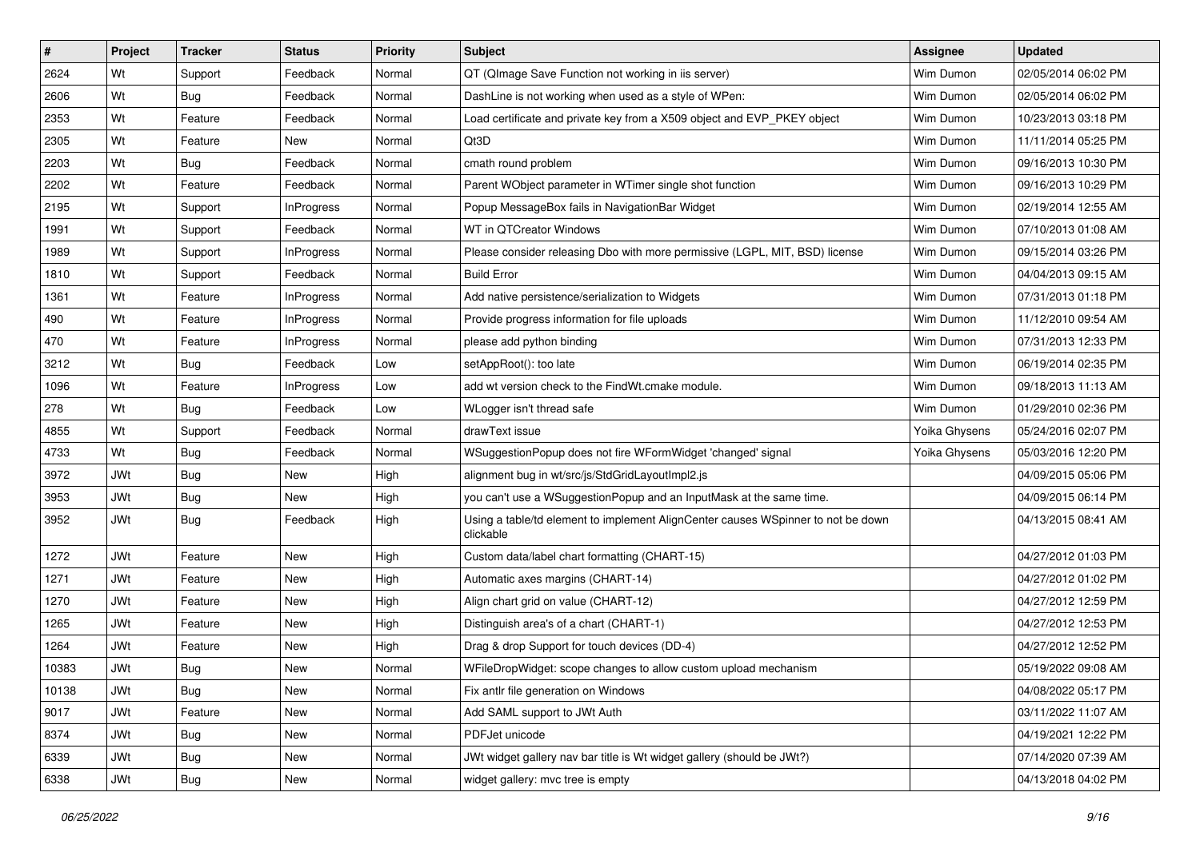| # | Project | Tracker | Status | Priority | Subject | Assignee | Updated |
|---|---|---|---|---|---|---|---|
| 2624 | Wt | Support | Feedback | Normal | QT (QImage Save Function not working in iis server) | Wim Dumon | 02/05/2014 06:02 PM |
| 2606 | Wt | Bug | Feedback | Normal | DashLine is not working when used as a style of WPen: | Wim Dumon | 02/05/2014 06:02 PM |
| 2353 | Wt | Feature | Feedback | Normal | Load certificate and private key from a X509 object and EVP_PKEY object | Wim Dumon | 10/23/2013 03:18 PM |
| 2305 | Wt | Feature | New | Normal | Qt3D | Wim Dumon | 11/11/2014 05:25 PM |
| 2203 | Wt | Bug | Feedback | Normal | cmath round problem | Wim Dumon | 09/16/2013 10:30 PM |
| 2202 | Wt | Feature | Feedback | Normal | Parent WObject parameter in WTimer single shot function | Wim Dumon | 09/16/2013 10:29 PM |
| 2195 | Wt | Support | InProgress | Normal | Popup MessageBox fails in NavigationBar Widget | Wim Dumon | 02/19/2014 12:55 AM |
| 1991 | Wt | Support | Feedback | Normal | WT in QTCreator Windows | Wim Dumon | 07/10/2013 01:08 AM |
| 1989 | Wt | Support | InProgress | Normal | Please consider releasing Dbo with more permissive (LGPL, MIT, BSD) license | Wim Dumon | 09/15/2014 03:26 PM |
| 1810 | Wt | Support | Feedback | Normal | Build Error | Wim Dumon | 04/04/2013 09:15 AM |
| 1361 | Wt | Feature | InProgress | Normal | Add native persistence/serialization to Widgets | Wim Dumon | 07/31/2013 01:18 PM |
| 490 | Wt | Feature | InProgress | Normal | Provide progress information for file uploads | Wim Dumon | 11/12/2010 09:54 AM |
| 470 | Wt | Feature | InProgress | Normal | please add python binding | Wim Dumon | 07/31/2013 12:33 PM |
| 3212 | Wt | Bug | Feedback | Low | setAppRoot(): too late | Wim Dumon | 06/19/2014 02:35 PM |
| 1096 | Wt | Feature | InProgress | Low | add wt version check to the FindWt.cmake module. | Wim Dumon | 09/18/2013 11:13 AM |
| 278 | Wt | Bug | Feedback | Low | WLogger isn't thread safe | Wim Dumon | 01/29/2010 02:36 PM |
| 4855 | Wt | Support | Feedback | Normal | drawText issue | Yoika Ghysens | 05/24/2016 02:07 PM |
| 4733 | Wt | Bug | Feedback | Normal | WSuggestionPopup does not fire WFormWidget 'changed' signal | Yoika Ghysens | 05/03/2016 12:20 PM |
| 3972 | JWt | Bug | New | High | alignment bug in wt/src/js/StdGridLayoutImpl2.js | | 04/09/2015 05:06 PM |
| 3953 | JWt | Bug | New | High | you can't use a WSuggestionPopup and an InputMask at the same time. | | 04/09/2015 06:14 PM |
| 3952 | JWt | Bug | Feedback | High | Using a table/td element to implement AlignCenter causes WSpinner to not be down clickable | | 04/13/2015 08:41 AM |
| 1272 | JWt | Feature | New | High | Custom data/label chart formatting (CHART-15) | | 04/27/2012 01:03 PM |
| 1271 | JWt | Feature | New | High | Automatic axes margins (CHART-14) | | 04/27/2012 01:02 PM |
| 1270 | JWt | Feature | New | High | Align chart grid on value (CHART-12) | | 04/27/2012 12:59 PM |
| 1265 | JWt | Feature | New | High | Distinguish area's of a chart (CHART-1) | | 04/27/2012 12:53 PM |
| 1264 | JWt | Feature | New | High | Drag & drop Support for touch devices (DD-4) | | 04/27/2012 12:52 PM |
| 10383 | JWt | Bug | New | Normal | WFileDropWidget: scope changes to allow custom upload mechanism | | 05/19/2022 09:08 AM |
| 10138 | JWt | Bug | New | Normal | Fix antlr file generation on Windows | | 04/08/2022 05:17 PM |
| 9017 | JWt | Feature | New | Normal | Add SAML support to JWt Auth | | 03/11/2022 11:07 AM |
| 8374 | JWt | Bug | New | Normal | PDFJet unicode | | 04/19/2021 12:22 PM |
| 6339 | JWt | Bug | New | Normal | JWt widget gallery nav bar title is Wt widget gallery (should be JWt?) | | 07/14/2020 07:39 AM |
| 6338 | JWt | Bug | New | Normal | widget gallery: mvc tree is empty | | 04/13/2018 04:02 PM |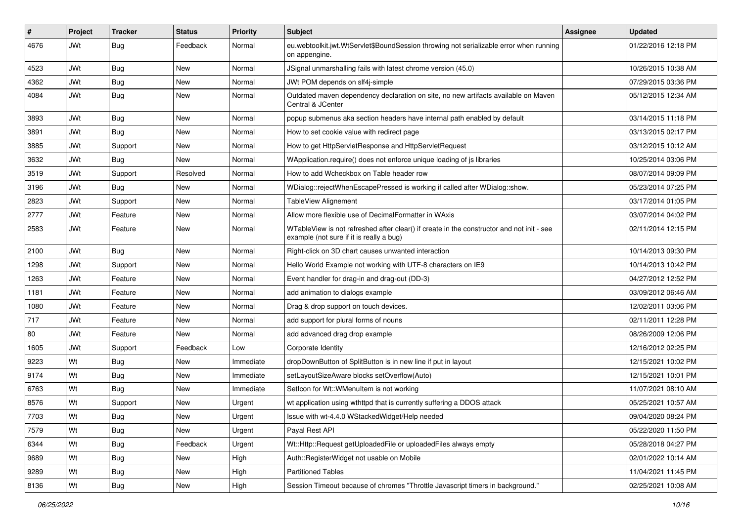| # | Project | Tracker | Status | Priority | Subject | Assignee | Updated |
|---|---|---|---|---|---|---|---|
| 4676 | JWt | Bug | Feedback | Normal | eu.webtoolkit.jwt.WtServlet$BoundSession throwing not serializable error when running on appengine. | | 01/22/2016 12:18 PM |
| 4523 | JWt | Bug | New | Normal | JSignal unmarshalling fails with latest chrome version (45.0) | | 10/26/2015 10:38 AM |
| 4362 | JWt | Bug | New | Normal | JWt POM depends on slf4j-simple | | 07/29/2015 03:36 PM |
| 4084 | JWt | Bug | New | Normal | Outdated maven dependency declaration on site, no new artifacts available on Maven Central & JCenter | | 05/12/2015 12:34 AM |
| 3893 | JWt | Bug | New | Normal | popup submenus aka section headers have internal path enabled by default | | 03/14/2015 11:18 PM |
| 3891 | JWt | Bug | New | Normal | How to set cookie value with redirect page | | 03/13/2015 02:17 PM |
| 3885 | JWt | Support | New | Normal | How to get HttpServletResponse and HttpServletRequest | | 03/12/2015 10:12 AM |
| 3632 | JWt | Bug | New | Normal | WApplication.require() does not enforce unique loading of js libraries | | 10/25/2014 03:06 PM |
| 3519 | JWt | Support | Resolved | Normal | How to add Wcheckbox on Table header row | | 08/07/2014 09:09 PM |
| 3196 | JWt | Bug | New | Normal | WDialog::rejectWhenEscapePressed is working if called after WDialog::show. | | 05/23/2014 07:25 PM |
| 2823 | JWt | Support | New | Normal | TableView Alignement | | 03/17/2014 01:05 PM |
| 2777 | JWt | Feature | New | Normal | Allow more flexible use of DecimalFormatter in WAxis | | 03/07/2014 04:02 PM |
| 2583 | JWt | Feature | New | Normal | WTableView is not refreshed after clear() if create in the constructor and not init - see example (not sure if it is really a bug) | | 02/11/2014 12:15 PM |
| 2100 | JWt | Bug | New | Normal | Right-click on 3D chart causes unwanted interaction | | 10/14/2013 09:30 PM |
| 1298 | JWt | Support | New | Normal | Hello World Example not working with UTF-8 characters on IE9 | | 10/14/2013 10:42 PM |
| 1263 | JWt | Feature | New | Normal | Event handler for drag-in and drag-out (DD-3) | | 04/27/2012 12:52 PM |
| 1181 | JWt | Feature | New | Normal | add animation to dialogs example | | 03/09/2012 06:46 AM |
| 1080 | JWt | Feature | New | Normal | Drag & drop support on touch devices. | | 12/02/2011 03:06 PM |
| 717 | JWt | Feature | New | Normal | add support for plural forms of nouns | | 02/11/2011 12:28 PM |
| 80 | JWt | Feature | New | Normal | add advanced drag drop example | | 08/26/2009 12:06 PM |
| 1605 | JWt | Support | Feedback | Low | Corporate Identity | | 12/16/2012 02:25 PM |
| 9223 | Wt | Bug | New | Immediate | dropDownButton of SplitButton is in new line if put in layout | | 12/15/2021 10:02 PM |
| 9174 | Wt | Bug | New | Immediate | setLayoutSizeAware blocks setOverflow(Auto) | | 12/15/2021 10:01 PM |
| 6763 | Wt | Bug | New | Immediate | SetIcon for Wt::WMenuItem is not working | | 11/07/2021 08:10 AM |
| 8576 | Wt | Support | New | Urgent | wt application using wthttpd that is currently suffering a DDOS attack | | 05/25/2021 10:57 AM |
| 7703 | Wt | Bug | New | Urgent | Issue with wt-4.4.0 WStackedWidget/Help needed | | 09/04/2020 08:24 PM |
| 7579 | Wt | Bug | New | Urgent | Payal Rest API | | 05/22/2020 11:50 PM |
| 6344 | Wt | Bug | Feedback | Urgent | Wt::Http::Request getUploadedFile or uploadedFiles always empty | | 05/28/2018 04:27 PM |
| 9689 | Wt | Bug | New | High | Auth::RegisterWidget not usable on Mobile | | 02/01/2022 10:14 AM |
| 9289 | Wt | Bug | New | High | Partitioned Tables | | 11/04/2021 11:45 PM |
| 8136 | Wt | Bug | New | High | Session Timeout because of chromes "Throttle Javascript timers in background." | | 02/25/2021 10:08 AM |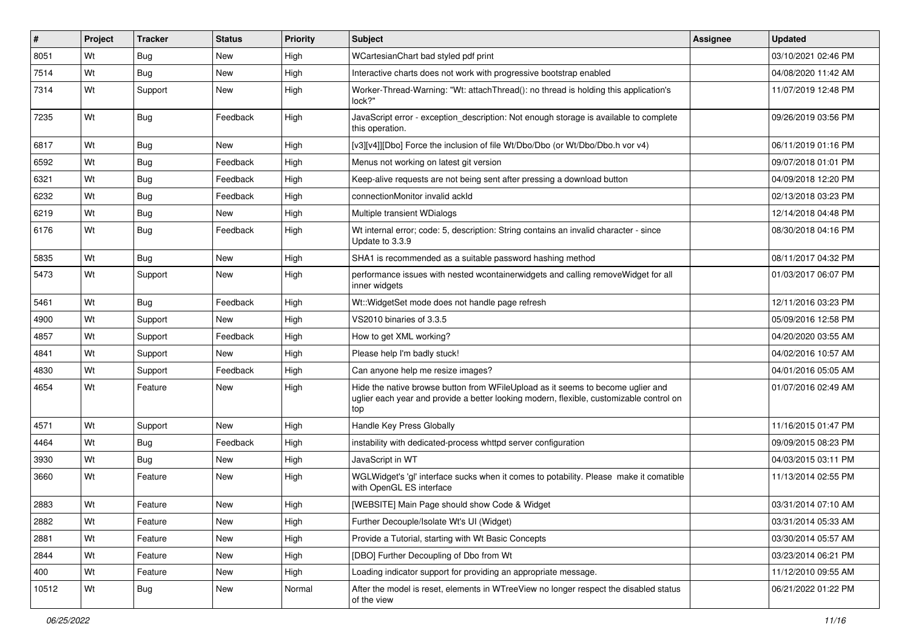| # | Project | Tracker | Status | Priority | Subject | Assignee | Updated |
|---|---|---|---|---|---|---|---|
| 8051 | Wt | Bug | New | High | WCartesianChart bad styled pdf print | | 03/10/2021 02:46 PM |
| 7514 | Wt | Bug | New | High | Interactive charts does not work with progressive bootstrap enabled | | 04/08/2020 11:42 AM |
| 7314 | Wt | Support | New | High | Worker-Thread-Warning: "Wt: attachThread(): no thread is holding this application's lock?" | | 11/07/2019 12:48 PM |
| 7235 | Wt | Bug | Feedback | High | JavaScript error - exception_description: Not enough storage is available to complete this operation. | | 09/26/2019 03:56 PM |
| 6817 | Wt | Bug | New | High | [v3][v4]][Dbo] Force the inclusion of file Wt/Dbo/Dbo (or Wt/Dbo/Dbo.h vor v4) | | 06/11/2019 01:16 PM |
| 6592 | Wt | Bug | Feedback | High | Menus not working on latest git version | | 09/07/2018 01:01 PM |
| 6321 | Wt | Bug | Feedback | High | Keep-alive requests are not being sent after pressing a download button | | 04/09/2018 12:20 PM |
| 6232 | Wt | Bug | Feedback | High | connectionMonitor invalid ackId | | 02/13/2018 03:23 PM |
| 6219 | Wt | Bug | New | High | Multiple transient WDialogs | | 12/14/2018 04:48 PM |
| 6176 | Wt | Bug | Feedback | High | Wt internal error; code: 5, description: String contains an invalid character - since Update to 3.3.9 | | 08/30/2018 04:16 PM |
| 5835 | Wt | Bug | New | High | SHA1 is recommended as a suitable password hashing method | | 08/11/2017 04:32 PM |
| 5473 | Wt | Support | New | High | performance issues with nested wcontainerwidgets and calling removeWidget for all inner widgets | | 01/03/2017 06:07 PM |
| 5461 | Wt | Bug | Feedback | High | Wt::WidgetSet mode does not handle page refresh | | 12/11/2016 03:23 PM |
| 4900 | Wt | Support | New | High | VS2010 binaries of 3.3.5 | | 05/09/2016 12:58 PM |
| 4857 | Wt | Support | Feedback | High | How to get XML working? | | 04/20/2020 03:55 AM |
| 4841 | Wt | Support | New | High | Please help I'm badly stuck! | | 04/02/2016 10:57 AM |
| 4830 | Wt | Support | Feedback | High | Can anyone help me resize images? | | 04/01/2016 05:05 AM |
| 4654 | Wt | Feature | New | High | Hide the native browse button from WFileUpload as it seems to become uglier and uglier each year and provide a better looking modern, flexible, customizable control on top | | 01/07/2016 02:49 AM |
| 4571 | Wt | Support | New | High | Handle Key Press Globally | | 11/16/2015 01:47 PM |
| 4464 | Wt | Bug | Feedback | High | instability with dedicated-process whttpd server configuration | | 09/09/2015 08:23 PM |
| 3930 | Wt | Bug | New | High | JavaScript in WT | | 04/03/2015 03:11 PM |
| 3660 | Wt | Feature | New | High | WGLWidget's 'gl' interface sucks when it comes to potability. Please make it comatible with OpenGL ES interface | | 11/13/2014 02:55 PM |
| 2883 | Wt | Feature | New | High | [WEBSITE] Main Page should show Code & Widget | | 03/31/2014 07:10 AM |
| 2882 | Wt | Feature | New | High | Further Decouple/Isolate Wt's UI (Widget) | | 03/31/2014 05:33 AM |
| 2881 | Wt | Feature | New | High | Provide a Tutorial, starting with Wt Basic Concepts | | 03/30/2014 05:57 AM |
| 2844 | Wt | Feature | New | High | [DBO] Further Decoupling of Dbo from Wt | | 03/23/2014 06:21 PM |
| 400 | Wt | Feature | New | High | Loading indicator support for providing an appropriate message. | | 11/12/2010 09:55 AM |
| 10512 | Wt | Bug | New | Normal | After the model is reset, elements in WTreeView no longer respect the disabled status of the view | | 06/21/2022 01:22 PM |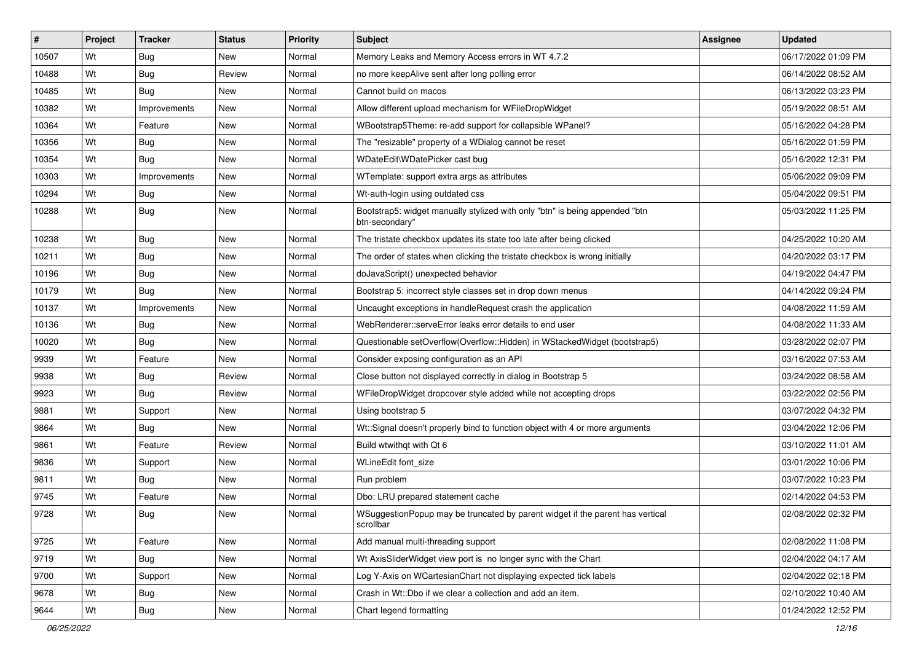| # | Project | Tracker | Status | Priority | Subject | Assignee | Updated |
|---|---|---|---|---|---|---|---|
| 10507 | Wt | Bug | New | Normal | Memory Leaks and Memory Access errors in WT 4.7.2 | | 06/17/2022 01:09 PM |
| 10488 | Wt | Bug | Review | Normal | no more keepAlive sent after long polling error | | 06/14/2022 08:52 AM |
| 10485 | Wt | Bug | New | Normal | Cannot build on macos | | 06/13/2022 03:23 PM |
| 10382 | Wt | Improvements | New | Normal | Allow different upload mechanism for WFileDropWidget | | 05/19/2022 08:51 AM |
| 10364 | Wt | Feature | New | Normal | WBootstrap5Theme: re-add support for collapsible WPanel? | | 05/16/2022 04:28 PM |
| 10356 | Wt | Bug | New | Normal | The "resizable" property of a WDialog cannot be reset | | 05/16/2022 01:59 PM |
| 10354 | Wt | Bug | New | Normal | WDateEdit\WDatePicker cast bug | | 05/16/2022 12:31 PM |
| 10303 | Wt | Improvements | New | Normal | WTemplate: support extra args as attributes | | 05/06/2022 09:09 PM |
| 10294 | Wt | Bug | New | Normal | Wt-auth-login using outdated css | | 05/04/2022 09:51 PM |
| 10288 | Wt | Bug | New | Normal | Bootstrap5: widget manually stylized with only "btn" is being appended "btn btn-secondary" | | 05/03/2022 11:25 PM |
| 10238 | Wt | Bug | New | Normal | The tristate checkbox updates its state too late after being clicked | | 04/25/2022 10:20 AM |
| 10211 | Wt | Bug | New | Normal | The order of states when clicking the tristate checkbox is wrong initially | | 04/20/2022 03:17 PM |
| 10196 | Wt | Bug | New | Normal | doJavaScript() unexpected behavior | | 04/19/2022 04:47 PM |
| 10179 | Wt | Bug | New | Normal | Bootstrap 5: incorrect style classes set in drop down menus | | 04/14/2022 09:24 PM |
| 10137 | Wt | Improvements | New | Normal | Uncaught exceptions in handleRequest crash the application | | 04/08/2022 11:59 AM |
| 10136 | Wt | Bug | New | Normal | WebRenderer::serveError leaks error details to end user | | 04/08/2022 11:33 AM |
| 10020 | Wt | Bug | New | Normal | Questionable setOverflow(Overflow::Hidden) in WStackedWidget (bootstrap5) | | 03/28/2022 02:07 PM |
| 9939 | Wt | Feature | New | Normal | Consider exposing configuration as an API | | 03/16/2022 07:53 AM |
| 9938 | Wt | Bug | Review | Normal | Close button not displayed correctly in dialog in Bootstrap 5 | | 03/24/2022 08:58 AM |
| 9923 | Wt | Bug | Review | Normal | WFileDropWidget dropcover style added while not accepting drops | | 03/22/2022 02:56 PM |
| 9881 | Wt | Support | New | Normal | Using bootstrap 5 | | 03/07/2022 04:32 PM |
| 9864 | Wt | Bug | New | Normal | Wt::Signal doesn't properly bind to function object with 4 or more arguments | | 03/04/2022 12:06 PM |
| 9861 | Wt | Feature | Review | Normal | Build wtwithqt with Qt 6 | | 03/10/2022 11:01 AM |
| 9836 | Wt | Support | New | Normal | WLineEdit font_size | | 03/01/2022 10:06 PM |
| 9811 | Wt | Bug | New | Normal | Run problem | | 03/07/2022 10:23 PM |
| 9745 | Wt | Feature | New | Normal | Dbo: LRU prepared statement cache | | 02/14/2022 04:53 PM |
| 9728 | Wt | Bug | New | Normal | WSuggestionPopup may be truncated by parent widget if the parent has vertical scrollbar | | 02/08/2022 02:32 PM |
| 9725 | Wt | Feature | New | Normal | Add manual multi-threading support | | 02/08/2022 11:08 PM |
| 9719 | Wt | Bug | New | Normal | Wt AxisSliderWidget view port is no longer sync with the Chart | | 02/04/2022 04:17 AM |
| 9700 | Wt | Support | New | Normal | Log Y-Axis on WCartesianChart not displaying expected tick labels | | 02/04/2022 02:18 PM |
| 9678 | Wt | Bug | New | Normal | Crash in Wt::Dbo if we clear a collection and add an item. | | 02/10/2022 10:40 AM |
| 9644 | Wt | Bug | New | Normal | Chart legend formatting | | 01/24/2022 12:52 PM |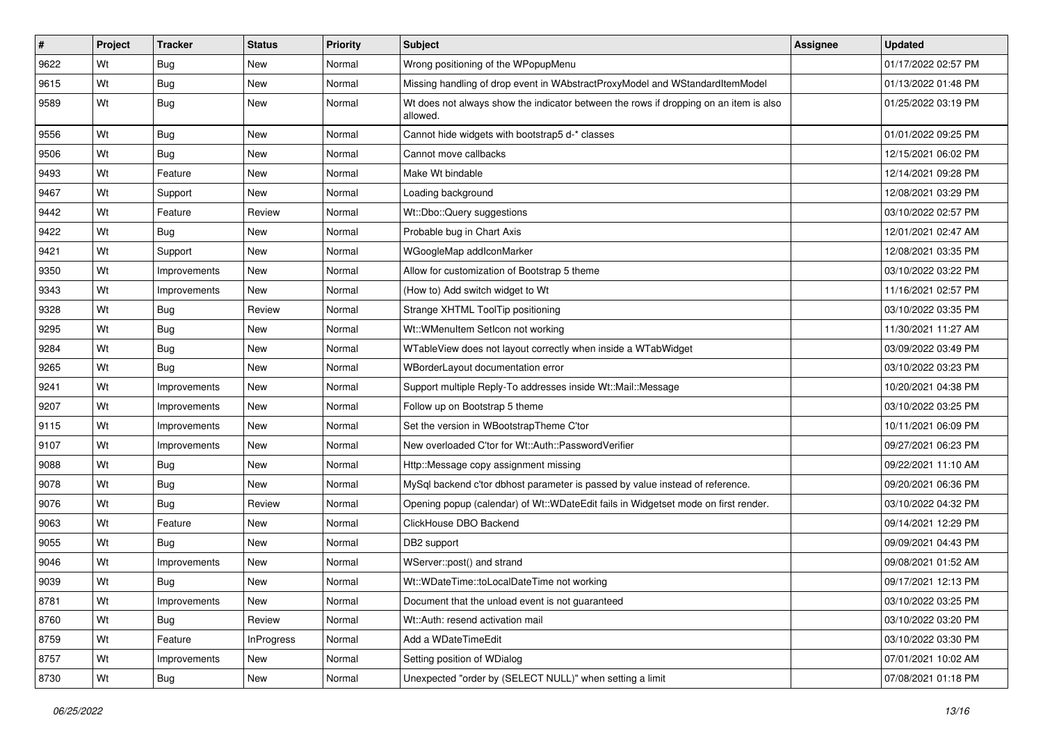| # | Project | Tracker | Status | Priority | Subject | Assignee | Updated |
|---|---|---|---|---|---|---|---|
| 9622 | Wt | Bug | New | Normal | Wrong positioning of the WPopupMenu | | 01/17/2022 02:57 PM |
| 9615 | Wt | Bug | New | Normal | Missing handling of drop event in WAbstractProxyModel and WStandardItemModel | | 01/13/2022 01:48 PM |
| 9589 | Wt | Bug | New | Normal | Wt does not always show the indicator between the rows if dropping on an item is also allowed. | | 01/25/2022 03:19 PM |
| 9556 | Wt | Bug | New | Normal | Cannot hide widgets with bootstrap5 d-* classes | | 01/01/2022 09:25 PM |
| 9506 | Wt | Bug | New | Normal | Cannot move callbacks | | 12/15/2021 06:02 PM |
| 9493 | Wt | Feature | New | Normal | Make Wt bindable | | 12/14/2021 09:28 PM |
| 9467 | Wt | Support | New | Normal | Loading background | | 12/08/2021 03:29 PM |
| 9442 | Wt | Feature | Review | Normal | Wt::Dbo::Query suggestions | | 03/10/2022 02:57 PM |
| 9422 | Wt | Bug | New | Normal | Probable bug in Chart Axis | | 12/01/2021 02:47 AM |
| 9421 | Wt | Support | New | Normal | WGoogleMap addIconMarker | | 12/08/2021 03:35 PM |
| 9350 | Wt | Improvements | New | Normal | Allow for customization of Bootstrap 5 theme | | 03/10/2022 03:22 PM |
| 9343 | Wt | Improvements | New | Normal | (How to) Add switch widget to Wt | | 11/16/2021 02:57 PM |
| 9328 | Wt | Bug | Review | Normal | Strange XHTML ToolTip positioning | | 03/10/2022 03:35 PM |
| 9295 | Wt | Bug | New | Normal | Wt::WMenuItem SetIcon not working | | 11/30/2021 11:27 AM |
| 9284 | Wt | Bug | New | Normal | WTableView does not layout correctly when inside a WTabWidget | | 03/09/2022 03:49 PM |
| 9265 | Wt | Bug | New | Normal | WBorderLayout documentation error | | 03/10/2022 03:23 PM |
| 9241 | Wt | Improvements | New | Normal | Support multiple Reply-To addresses inside Wt::Mail::Message | | 10/20/2021 04:38 PM |
| 9207 | Wt | Improvements | New | Normal | Follow up on Bootstrap 5 theme | | 03/10/2022 03:25 PM |
| 9115 | Wt | Improvements | New | Normal | Set the version in WBootstrapTheme C'tor | | 10/11/2021 06:09 PM |
| 9107 | Wt | Improvements | New | Normal | New overloaded C'tor for Wt::Auth::PasswordVerifier | | 09/27/2021 06:23 PM |
| 9088 | Wt | Bug | New | Normal | Http::Message copy assignment missing | | 09/22/2021 11:10 AM |
| 9078 | Wt | Bug | New | Normal | MySql backend c'tor dbhost parameter is passed by value instead of reference. | | 09/20/2021 06:36 PM |
| 9076 | Wt | Bug | Review | Normal | Opening popup (calendar) of Wt::WDateEdit fails in Widgetset mode on first render. | | 03/10/2022 04:32 PM |
| 9063 | Wt | Feature | New | Normal | ClickHouse DBO Backend | | 09/14/2021 12:29 PM |
| 9055 | Wt | Bug | New | Normal | DB2 support | | 09/09/2021 04:43 PM |
| 9046 | Wt | Improvements | New | Normal | WServer::post() and strand | | 09/08/2021 01:52 AM |
| 9039 | Wt | Bug | New | Normal | Wt::WDateTime::toLocalDateTime not working | | 09/17/2021 12:13 PM |
| 8781 | Wt | Improvements | New | Normal | Document that the unload event is not guaranteed | | 03/10/2022 03:25 PM |
| 8760 | Wt | Bug | Review | Normal | Wt::Auth: resend activation mail | | 03/10/2022 03:20 PM |
| 8759 | Wt | Feature | InProgress | Normal | Add a WDateTimeEdit | | 03/10/2022 03:30 PM |
| 8757 | Wt | Improvements | New | Normal | Setting position of WDialog | | 07/01/2021 10:02 AM |
| 8730 | Wt | Bug | New | Normal | Unexpected "order by (SELECT NULL)" when setting a limit | | 07/08/2021 01:18 PM |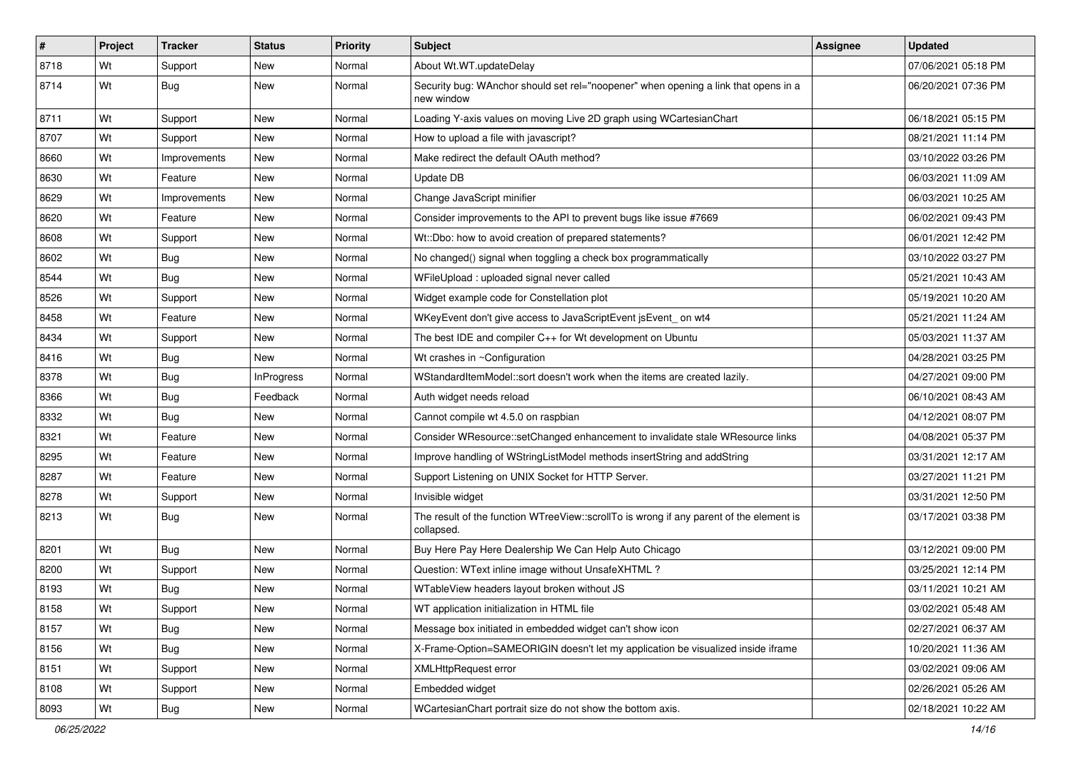| # | Project | Tracker | Status | Priority | Subject | Assignee | Updated |
|---|---|---|---|---|---|---|---|
| 8718 | Wt | Support | New | Normal | About Wt.WT.updateDelay | | 07/06/2021 05:18 PM |
| 8714 | Wt | Bug | New | Normal | Security bug: WAnchor should set rel="noopener" when opening a link that opens in a new window | | 06/20/2021 07:36 PM |
| 8711 | Wt | Support | New | Normal | Loading Y-axis values on moving Live 2D graph using WCartesianChart | | 06/18/2021 05:15 PM |
| 8707 | Wt | Support | New | Normal | How to upload a file with javascript? | | 08/21/2021 11:14 PM |
| 8660 | Wt | Improvements | New | Normal | Make redirect the default OAuth method? | | 03/10/2022 03:26 PM |
| 8630 | Wt | Feature | New | Normal | Update DB | | 06/03/2021 11:09 AM |
| 8629 | Wt | Improvements | New | Normal | Change JavaScript minifier | | 06/03/2021 10:25 AM |
| 8620 | Wt | Feature | New | Normal | Consider improvements to the API to prevent bugs like issue #7669 | | 06/02/2021 09:43 PM |
| 8608 | Wt | Support | New | Normal | Wt::Dbo: how to avoid creation of prepared statements? | | 06/01/2021 12:42 PM |
| 8602 | Wt | Bug | New | Normal | No changed() signal when toggling a check box programmatically | | 03/10/2022 03:27 PM |
| 8544 | Wt | Bug | New | Normal | WFileUpload : uploaded signal never called | | 05/21/2021 10:43 AM |
| 8526 | Wt | Support | New | Normal | Widget example code for Constellation plot | | 05/19/2021 10:20 AM |
| 8458 | Wt | Feature | New | Normal | WKeyEvent don't give access to JavaScriptEvent jsEvent_ on wt4 | | 05/21/2021 11:24 AM |
| 8434 | Wt | Support | New | Normal | The best IDE and compiler C++ for Wt development on Ubuntu | | 05/03/2021 11:37 AM |
| 8416 | Wt | Bug | New | Normal | Wt crashes in ~Configuration | | 04/28/2021 03:25 PM |
| 8378 | Wt | Bug | InProgress | Normal | WStandardItemModel::sort doesn't work when the items are created lazily. | | 04/27/2021 09:00 PM |
| 8366 | Wt | Bug | Feedback | Normal | Auth widget needs reload | | 06/10/2021 08:43 AM |
| 8332 | Wt | Bug | New | Normal | Cannot compile wt 4.5.0 on raspbian | | 04/12/2021 08:07 PM |
| 8321 | Wt | Feature | New | Normal | Consider WResource::setChanged enhancement to invalidate stale WResource links | | 04/08/2021 05:37 PM |
| 8295 | Wt | Feature | New | Normal | Improve handling of WStringListModel methods insertString and addString | | 03/31/2021 12:17 AM |
| 8287 | Wt | Feature | New | Normal | Support Listening on UNIX Socket for HTTP Server. | | 03/27/2021 11:21 PM |
| 8278 | Wt | Support | New | Normal | Invisible widget | | 03/31/2021 12:50 PM |
| 8213 | Wt | Bug | New | Normal | The result of the function WTreeView::scrollTo is wrong if any parent of the element is collapsed. | | 03/17/2021 03:38 PM |
| 8201 | Wt | Bug | New | Normal | Buy Here Pay Here Dealership We Can Help Auto Chicago | | 03/12/2021 09:00 PM |
| 8200 | Wt | Support | New | Normal | Question: WText inline image without UnsafeXHTML ? | | 03/25/2021 12:14 PM |
| 8193 | Wt | Bug | New | Normal | WTableView headers layout broken without JS | | 03/11/2021 10:21 AM |
| 8158 | Wt | Support | New | Normal | WT application initialization in HTML file | | 03/02/2021 05:48 AM |
| 8157 | Wt | Bug | New | Normal | Message box initiated in embedded widget can't show icon | | 02/27/2021 06:37 AM |
| 8156 | Wt | Bug | New | Normal | X-Frame-Option=SAMEORIGIN doesn't let my application be visualized inside iframe | | 10/20/2021 11:36 AM |
| 8151 | Wt | Support | New | Normal | XMLHttpRequest error | | 03/02/2021 09:06 AM |
| 8108 | Wt | Support | New | Normal | Embedded widget | | 02/26/2021 05:26 AM |
| 8093 | Wt | Bug | New | Normal | WCartesianChart portrait size do not show the bottom axis. | | 02/18/2021 10:22 AM |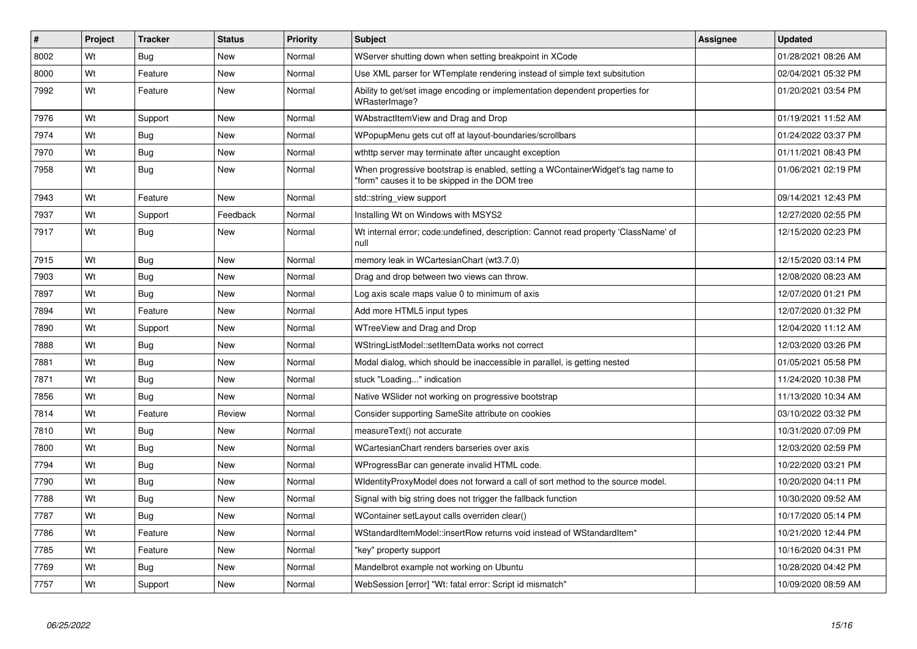| # | Project | Tracker | Status | Priority | Subject | Assignee | Updated |
|---|---|---|---|---|---|---|---|
| 8002 | Wt | Bug | New | Normal | WServer shutting down when setting breakpoint in XCode | | 01/28/2021 08:26 AM |
| 8000 | Wt | Feature | New | Normal | Use XML parser for WTemplate rendering instead of simple text subsitution | | 02/04/2021 05:32 PM |
| 7992 | Wt | Feature | New | Normal | Ability to get/set image encoding or implementation dependent properties for WRasterImage? | | 01/20/2021 03:54 PM |
| 7976 | Wt | Support | New | Normal | WAbstractItemView and Drag and Drop | | 01/19/2021 11:52 AM |
| 7974 | Wt | Bug | New | Normal | WPopupMenu gets cut off at layout-boundaries/scrollbars | | 01/24/2022 03:37 PM |
| 7970 | Wt | Bug | New | Normal | wthttp server may terminate after uncaught exception | | 01/11/2021 08:43 PM |
| 7958 | Wt | Bug | New | Normal | When progressive bootstrap is enabled, setting a WContainerWidget's tag name to "form" causes it to be skipped in the DOM tree | | 01/06/2021 02:19 PM |
| 7943 | Wt | Feature | New | Normal | std::string_view support | | 09/14/2021 12:43 PM |
| 7937 | Wt | Support | Feedback | Normal | Installing Wt on Windows with MSYS2 | | 12/27/2020 02:55 PM |
| 7917 | Wt | Bug | New | Normal | Wt internal error; code:undefined, description: Cannot read property 'ClassName' of null | | 12/15/2020 02:23 PM |
| 7915 | Wt | Bug | New | Normal | memory leak in WCartesianChart (wt3.7.0) | | 12/15/2020 03:14 PM |
| 7903 | Wt | Bug | New | Normal | Drag and drop between two views can throw. | | 12/08/2020 08:23 AM |
| 7897 | Wt | Bug | New | Normal | Log axis scale maps value 0 to minimum of axis | | 12/07/2020 01:21 PM |
| 7894 | Wt | Feature | New | Normal | Add more HTML5 input types | | 12/07/2020 01:32 PM |
| 7890 | Wt | Support | New | Normal | WTreeView and Drag and Drop | | 12/04/2020 11:12 AM |
| 7888 | Wt | Bug | New | Normal | WStringListModel::setItemData works not correct | | 12/03/2020 03:26 PM |
| 7881 | Wt | Bug | New | Normal | Modal dialog, which should be inaccessible in parallel, is getting nested | | 01/05/2021 05:58 PM |
| 7871 | Wt | Bug | New | Normal | stuck "Loading..." indication | | 11/24/2020 10:38 PM |
| 7856 | Wt | Bug | New | Normal | Native WSlider not working on progressive bootstrap | | 11/13/2020 10:34 AM |
| 7814 | Wt | Feature | Review | Normal | Consider supporting SameSite attribute on cookies | | 03/10/2022 03:32 PM |
| 7810 | Wt | Bug | New | Normal | measureText() not accurate | | 10/31/2020 07:09 PM |
| 7800 | Wt | Bug | New | Normal | WCartesianChart renders barseries over axis | | 12/03/2020 02:59 PM |
| 7794 | Wt | Bug | New | Normal | WProgressBar can generate invalid HTML code. | | 10/22/2020 03:21 PM |
| 7790 | Wt | Bug | New | Normal | WIdentityProxyModel does not forward a call of sort method to the source model. | | 10/20/2020 04:11 PM |
| 7788 | Wt | Bug | New | Normal | Signal with big string does not trigger the fallback function | | 10/30/2020 09:52 AM |
| 7787 | Wt | Bug | New | Normal | WContainer setLayout calls overriden clear() | | 10/17/2020 05:14 PM |
| 7786 | Wt | Feature | New | Normal | WStandardItemModel::insertRow returns void instead of WStandardItem* | | 10/21/2020 12:44 PM |
| 7785 | Wt | Feature | New | Normal | "key" property support | | 10/16/2020 04:31 PM |
| 7769 | Wt | Bug | New | Normal | Mandelbrot example not working on Ubuntu | | 10/28/2020 04:42 PM |
| 7757 | Wt | Support | New | Normal | WebSession [error] "Wt: fatal error: Script id mismatch" | | 10/09/2020 08:59 AM |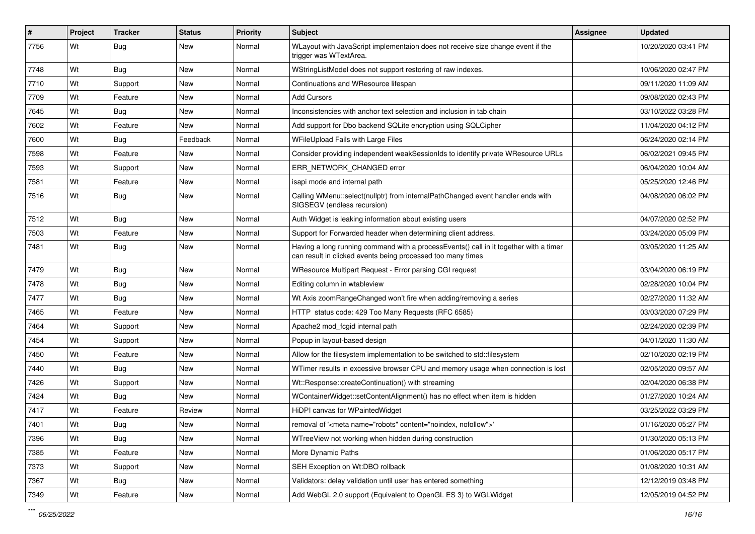| # | Project | Tracker | Status | Priority | Subject | Assignee | Updated |
|---|---|---|---|---|---|---|---|
| 7756 | Wt | Bug | New | Normal | WLayout with JavaScript implementaion does not receive size change event if the trigger was WTextArea. | | 10/20/2020 03:41 PM |
| 7748 | Wt | Bug | New | Normal | WStringListModel does not support restoring of raw indexes. | | 10/06/2020 02:47 PM |
| 7710 | Wt | Support | New | Normal | Continuations and WResource lifespan | | 09/11/2020 11:09 AM |
| 7709 | Wt | Feature | New | Normal | Add Cursors | | 09/08/2020 02:43 PM |
| 7645 | Wt | Bug | New | Normal | Inconsistencies with anchor text selection and inclusion in tab chain | | 03/10/2022 03:28 PM |
| 7602 | Wt | Feature | New | Normal | Add support for Dbo backend SQLite encryption using SQLCipher | | 11/04/2020 04:12 PM |
| 7600 | Wt | Bug | Feedback | Normal | WFileUpload Fails with Large Files | | 06/24/2020 02:14 PM |
| 7598 | Wt | Feature | New | Normal | Consider providing independent weakSessionIds to identify private WResource URLs | | 06/02/2021 09:45 PM |
| 7593 | Wt | Support | New | Normal | ERR_NETWORK_CHANGED error | | 06/04/2020 10:04 AM |
| 7581 | Wt | Feature | New | Normal | isapi mode and internal path | | 05/25/2020 12:46 PM |
| 7516 | Wt | Bug | New | Normal | Calling WMenu::select(nullptr) from internalPathChanged event handler ends with SIGSEGV (endless recursion) | | 04/08/2020 06:02 PM |
| 7512 | Wt | Bug | New | Normal | Auth Widget is leaking information about existing users | | 04/07/2020 02:52 PM |
| 7503 | Wt | Feature | New | Normal | Support for Forwarded header when determining client address. | | 03/24/2020 05:09 PM |
| 7481 | Wt | Bug | New | Normal | Having a long running command with a processEvents() call in it together with a timer can result in clicked events being processed too many times | | 03/05/2020 11:25 AM |
| 7479 | Wt | Bug | New | Normal | WResource Multipart Request - Error parsing CGI request | | 03/04/2020 06:19 PM |
| 7478 | Wt | Bug | New | Normal | Editing column in wtableview | | 02/28/2020 10:04 PM |
| 7477 | Wt | Bug | New | Normal | Wt Axis zoomRangeChanged won't fire when adding/removing a series | | 02/27/2020 11:32 AM |
| 7465 | Wt | Feature | New | Normal | HTTP status code: 429 Too Many Requests (RFC 6585) | | 03/03/2020 07:29 PM |
| 7464 | Wt | Support | New | Normal | Apache2 mod_fcgid internal path | | 02/24/2020 02:39 PM |
| 7454 | Wt | Support | New | Normal | Popup in layout-based design | | 04/01/2020 11:30 AM |
| 7450 | Wt | Feature | New | Normal | Allow for the filesystem implementation to be switched to std::filesystem | | 02/10/2020 02:19 PM |
| 7440 | Wt | Bug | New | Normal | WTimer results in excessive browser CPU and memory usage when connection is lost | | 02/05/2020 09:57 AM |
| 7426 | Wt | Support | New | Normal | Wt::Response::createContinuation() with streaming | | 02/04/2020 06:38 PM |
| 7424 | Wt | Bug | New | Normal | WContainerWidget::setContentAlignment() has no effect when item is hidden | | 01/27/2020 10:24 AM |
| 7417 | Wt | Feature | Review | Normal | HiDPI canvas for WPaintedWidget | | 03/25/2022 03:29 PM |
| 7401 | Wt | Bug | New | Normal | removal of '<meta name="robots" content="noindex, nofollow">' | | 01/16/2020 05:27 PM |
| 7396 | Wt | Bug | New | Normal | WTreeView not working when hidden during construction | | 01/30/2020 05:13 PM |
| 7385 | Wt | Feature | New | Normal | More Dynamic Paths | | 01/06/2020 05:17 PM |
| 7373 | Wt | Support | New | Normal | SEH Exception on Wt:DBO rollback | | 01/08/2020 10:31 AM |
| 7367 | Wt | Bug | New | Normal | Validators: delay validation until user has entered something | | 12/12/2019 03:48 PM |
| 7349 | Wt | Feature | New | Normal | Add WebGL 2.0 support (Equivalent to OpenGL ES 3) to WGLWidget | | 12/05/2019 04:52 PM |